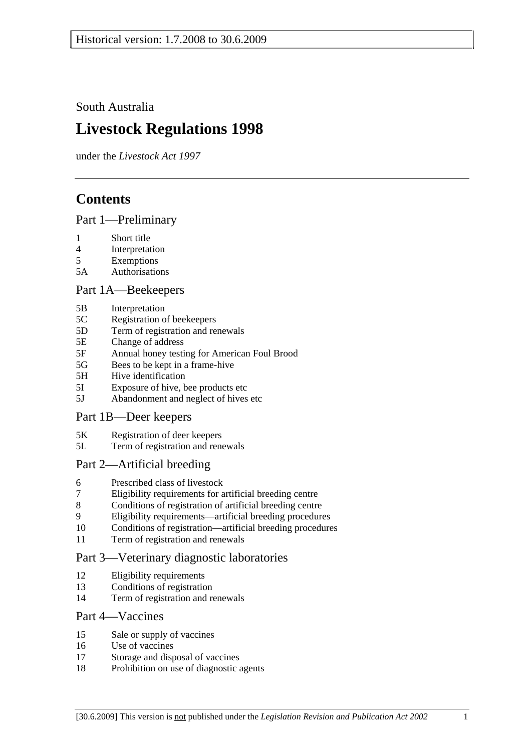Historical version: 1.7.2008 to 30.6.2009

South Australia

# Livestock Regulations 1998

under the *Livestock Act 1997*

## Contents

### Part 1—Preliminary

1 Short title
4 Interpretation
5 Exemptions
5A Authorisations

### Part 1A—Beekeepers

5B Interpretation
5C Registration of beekeepers
5D Term of registration and renewals
5E Change of address
5F Annual honey testing for American Foul Brood
5G Bees to be kept in a frame-hive
5H Hive identification
5I Exposure of hive, bee products etc
5J Abandonment and neglect of hives etc

### Part 1B—Deer keepers

5K Registration of deer keepers
5L Term of registration and renewals

### Part 2—Artificial breeding

6 Prescribed class of livestock
7 Eligibility requirements for artificial breeding centre
8 Conditions of registration of artificial breeding centre
9 Eligibility requirements—artificial breeding procedures
10 Conditions of registration—artificial breeding procedures
11 Term of registration and renewals

### Part 3—Veterinary diagnostic laboratories

12 Eligibility requirements
13 Conditions of registration
14 Term of registration and renewals

### Part 4—Vaccines

15 Sale or supply of vaccines
16 Use of vaccines
17 Storage and disposal of vaccines
18 Prohibition on use of diagnostic agents

[30.6.2009] This version is not published under the *Legislation Revision and Publication Act 2002*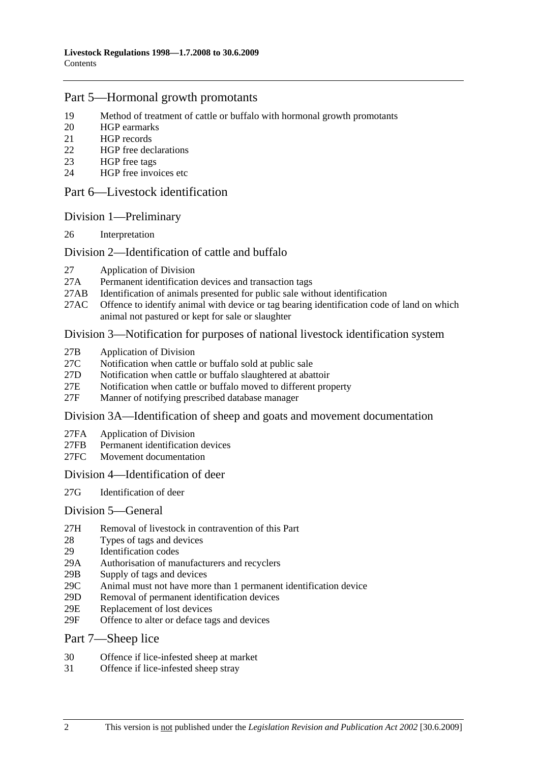## Part 5—Hormonal growth promotants

19 Method of treatment of cattle or buffalo with hormonal growth promotants
20 HGP earmarks
21 HGP records
22 HGP free declarations
23 HGP free tags
24 HGP free invoices etc

## Part 6—Livestock identification

### Division 1—Preliminary

26 Interpretation

### Division 2—Identification of cattle and buffalo

27 Application of Division
27A Permanent identification devices and transaction tags
27AB Identification of animals presented for public sale without identification
27AC Offence to identify animal with device or tag bearing identification code of land on which animal not pastured or kept for sale or slaughter

### Division 3—Notification for purposes of national livestock identification system

27B Application of Division
27C Notification when cattle or buffalo sold at public sale
27D Notification when cattle or buffalo slaughtered at abattoir
27E Notification when cattle or buffalo moved to different property
27F Manner of notifying prescribed database manager

### Division 3A—Identification of sheep and goats and movement documentation

27FA Application of Division
27FB Permanent identification devices
27FC Movement documentation

### Division 4—Identification of deer

27G Identification of deer

### Division 5—General

27H Removal of livestock in contravention of this Part
28 Types of tags and devices
29 Identification codes
29A Authorisation of manufacturers and recyclers
29B Supply of tags and devices
29C Animal must not have more than 1 permanent identification device
29D Removal of permanent identification devices
29E Replacement of lost devices
29F Offence to alter or deface tags and devices

## Part 7—Sheep lice

30 Offence if lice-infested sheep at market
31 Offence if lice-infested sheep stray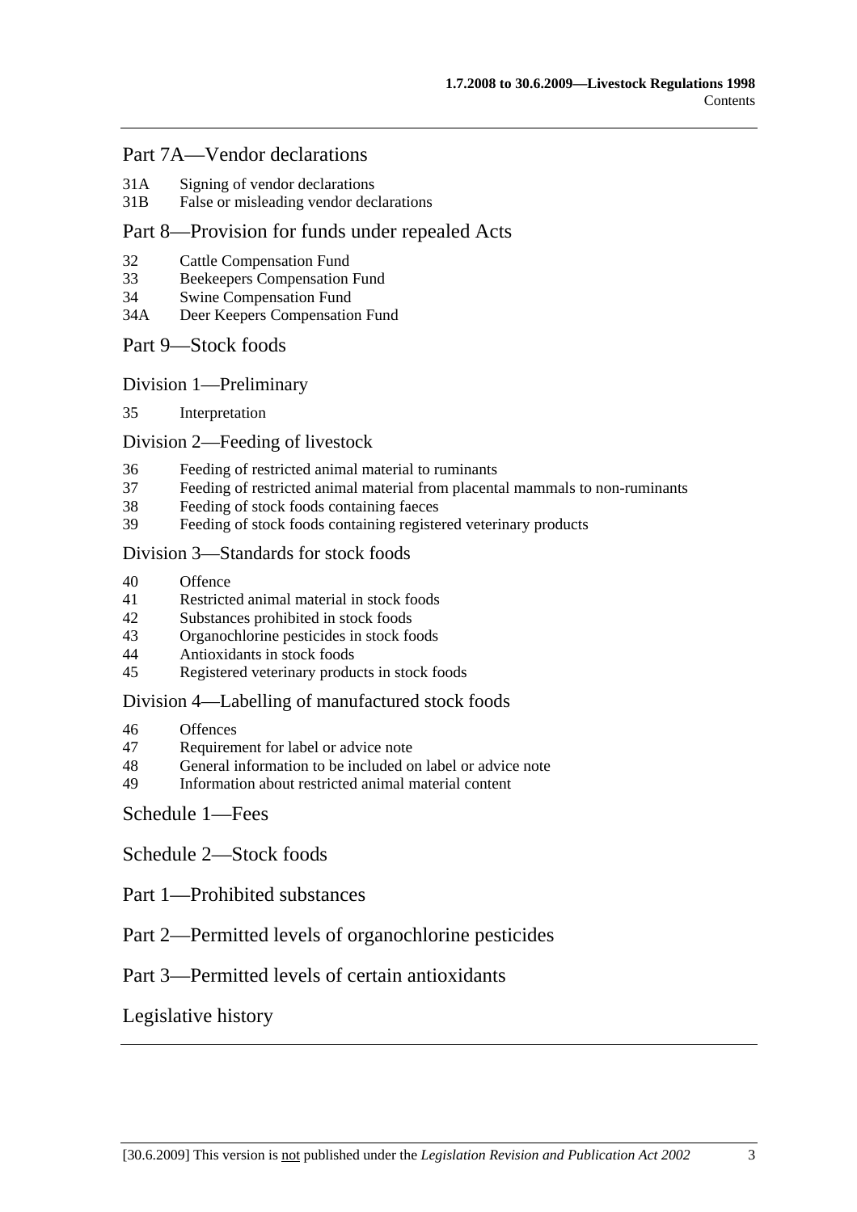## Part 7A—Vendor declarations

31A Signing of vendor declarations
31B False or misleading vendor declarations

## Part 8—Provision for funds under repealed Acts

32 Cattle Compensation Fund
33 Beekeepers Compensation Fund
34 Swine Compensation Fund
34A Deer Keepers Compensation Fund

## Part 9—Stock foods

### Division 1—Preliminary

35 Interpretation

### Division 2—Feeding of livestock

36 Feeding of restricted animal material to ruminants
37 Feeding of restricted animal material from placental mammals to non-ruminants
38 Feeding of stock foods containing faeces
39 Feeding of stock foods containing registered veterinary products

### Division 3—Standards for stock foods

40 Offence
41 Restricted animal material in stock foods
42 Substances prohibited in stock foods
43 Organochlorine pesticides in stock foods
44 Antioxidants in stock foods
45 Registered veterinary products in stock foods

### Division 4—Labelling of manufactured stock foods

46 Offences
47 Requirement for label or advice note
48 General information to be included on label or advice note
49 Information about restricted animal material content

## Schedule 1—Fees

## Schedule 2—Stock foods

## Part 1—Prohibited substances

## Part 2—Permitted levels of organochlorine pesticides

## Part 3—Permitted levels of certain antioxidants

## Legislative history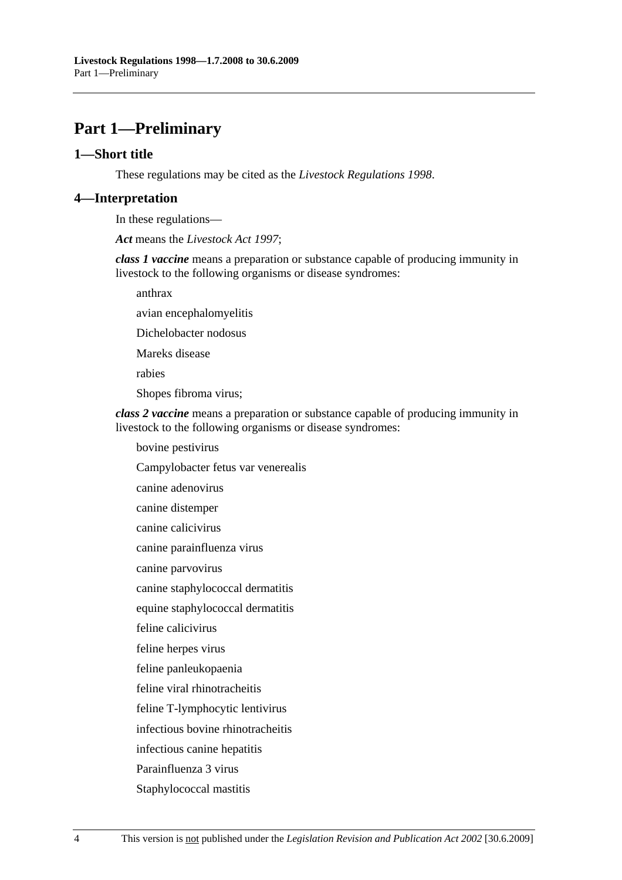# Part 1—Preliminary

## 1—Short title

These regulations may be cited as the *Livestock Regulations 1998*.

## 4—Interpretation

In these regulations—

***Act*** means the *Livestock Act 1997*;

***class 1 vaccine*** means a preparation or substance capable of producing immunity in livestock to the following organisms or disease syndromes:

anthrax

avian encephalomyelitis

Dichelobacter nodosus

Mareks disease

rabies

Shopes fibroma virus;

***class 2 vaccine*** means a preparation or substance capable of producing immunity in livestock to the following organisms or disease syndromes:

bovine pestivirus

Campylobacter fetus var venerealis

canine adenovirus

canine distemper

canine calicivirus

canine parainfluenza virus

canine parvovirus

canine staphylococcal dermatitis

equine staphylococcal dermatitis

feline calicivirus

feline herpes virus

feline panleukopaenia

feline viral rhinotracheitis

feline T-lymphocytic lentivirus

infectious bovine rhinotracheitis

infectious canine hepatitis

Parainfluenza 3 virus

Staphylococcal mastitis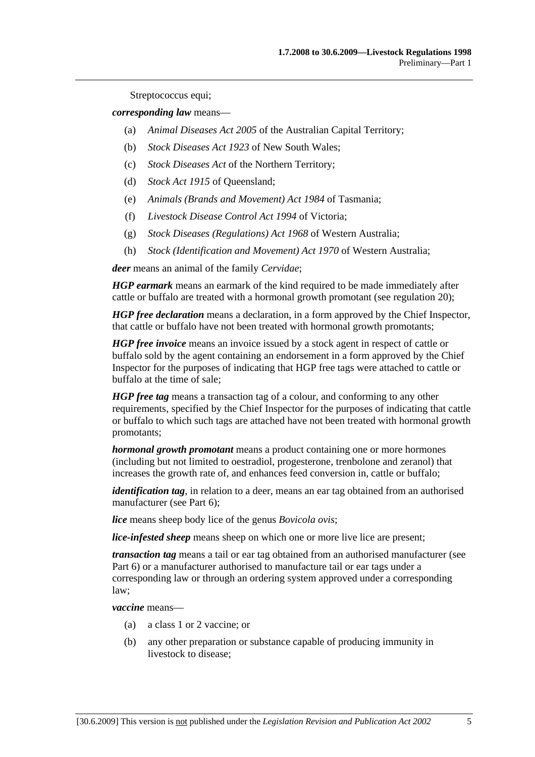Streptococcus equi;

***corresponding law*** means—

(a) *Animal Diseases Act 2005* of the Australian Capital Territory;

(b) *Stock Diseases Act 1923* of New South Wales;

(c) *Stock Diseases Act* of the Northern Territory;

(d) *Stock Act 1915* of Queensland;

(e) *Animals (Brands and Movement) Act 1984* of Tasmania;

(f) *Livestock Disease Control Act 1994* of Victoria;

(g) *Stock Diseases (Regulations) Act 1968* of Western Australia;

(h) *Stock (Identification and Movement) Act 1970* of Western Australia;

***deer*** means an animal of the family *Cervidae*;

***HGP earmark*** means an earmark of the kind required to be made immediately after cattle or buffalo are treated with a hormonal growth promotant (see regulation 20);

***HGP free declaration*** means a declaration, in a form approved by the Chief Inspector, that cattle or buffalo have not been treated with hormonal growth promotants;

***HGP free invoice*** means an invoice issued by a stock agent in respect of cattle or buffalo sold by the agent containing an endorsement in a form approved by the Chief Inspector for the purposes of indicating that HGP free tags were attached to cattle or buffalo at the time of sale;

***HGP free tag*** means a transaction tag of a colour, and conforming to any other requirements, specified by the Chief Inspector for the purposes of indicating that cattle or buffalo to which such tags are attached have not been treated with hormonal growth promotants;

***hormonal growth promotant*** means a product containing one or more hormones (including but not limited to oestradiol, progesterone, trenbolone and zeranol) that increases the growth rate of, and enhances feed conversion in, cattle or buffalo;

***identification tag***, in relation to a deer, means an ear tag obtained from an authorised manufacturer (see Part 6);

***lice*** means sheep body lice of the genus *Bovicola ovis*;

***lice-infested sheep*** means sheep on which one or more live lice are present;

***transaction tag*** means a tail or ear tag obtained from an authorised manufacturer (see Part 6) or a manufacturer authorised to manufacture tail or ear tags under a corresponding law or through an ordering system approved under a corresponding law;

***vaccine*** means—

(a) a class 1 or 2 vaccine; or

(b) any other preparation or substance capable of producing immunity in livestock to disease;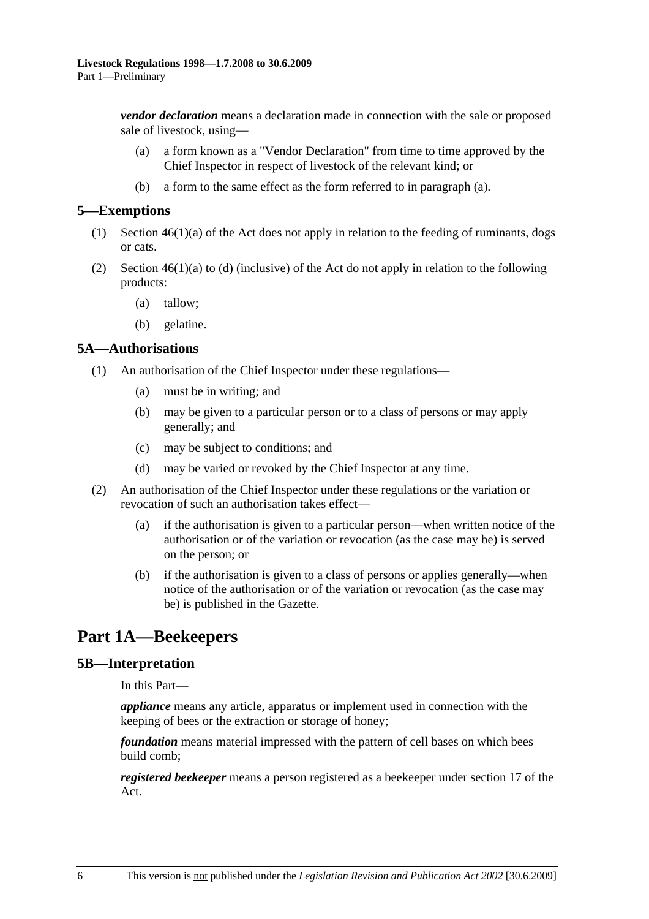***vendor declaration*** means a declaration made in connection with the sale or proposed sale of livestock, using—

(a) a form known as a "Vendor Declaration" from time to time approved by the Chief Inspector in respect of livestock of the relevant kind; or

(b) a form to the same effect as the form referred to in paragraph (a).

## 5—Exemptions

(1) Section 46(1)(a) of the Act does not apply in relation to the feeding of ruminants, dogs or cats.

(2) Section 46(1)(a) to (d) (inclusive) of the Act do not apply in relation to the following products:

(a) tallow;

(b) gelatine.

## 5A—Authorisations

(1) An authorisation of the Chief Inspector under these regulations—

(a) must be in writing; and

(b) may be given to a particular person or to a class of persons or may apply generally; and

(c) may be subject to conditions; and

(d) may be varied or revoked by the Chief Inspector at any time.

(2) An authorisation of the Chief Inspector under these regulations or the variation or revocation of such an authorisation takes effect—

(a) if the authorisation is given to a particular person—when written notice of the authorisation or of the variation or revocation (as the case may be) is served on the person; or

(b) if the authorisation is given to a class of persons or applies generally—when notice of the authorisation or of the variation or revocation (as the case may be) is published in the Gazette.

# Part 1A—Beekeepers

## 5B—Interpretation

In this Part—

***appliance*** means any article, apparatus or implement used in connection with the keeping of bees or the extraction or storage of honey;

***foundation*** means material impressed with the pattern of cell bases on which bees build comb;

***registered beekeeper*** means a person registered as a beekeeper under section 17 of the Act.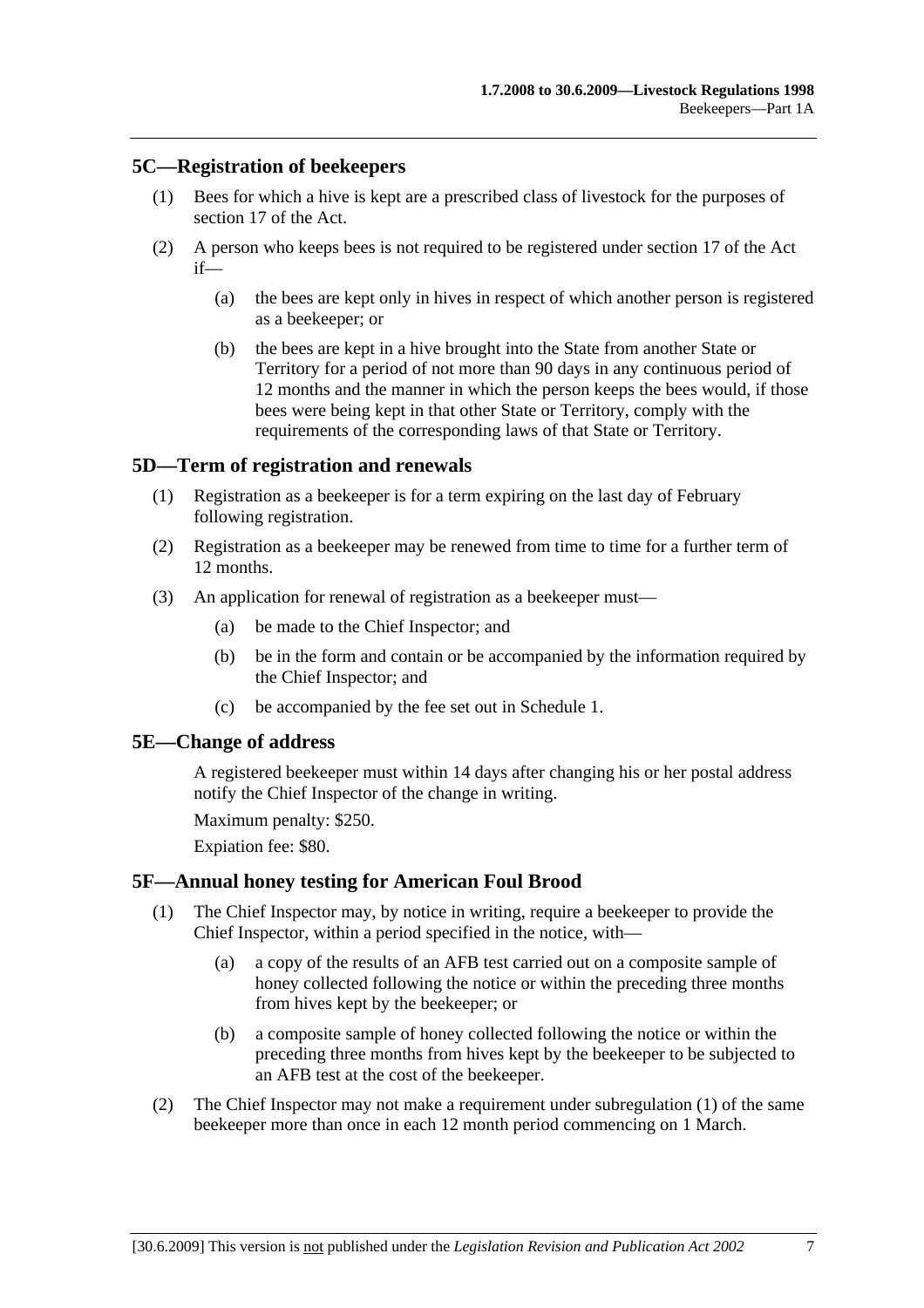## 5C—Registration of beekeepers

(1) Bees for which a hive is kept are a prescribed class of livestock for the purposes of section 17 of the Act.

(2) A person who keeps bees is not required to be registered under section 17 of the Act if—

  (a) the bees are kept only in hives in respect of which another person is registered as a beekeeper; or

  (b) the bees are kept in a hive brought into the State from another State or Territory for a period of not more than 90 days in any continuous period of 12 months and the manner in which the person keeps the bees would, if those bees were being kept in that other State or Territory, comply with the requirements of the corresponding laws of that State or Territory.

## 5D—Term of registration and renewals

(1) Registration as a beekeeper is for a term expiring on the last day of February following registration.

(2) Registration as a beekeeper may be renewed from time to time for a further term of 12 months.

(3) An application for renewal of registration as a beekeeper must—

  (a) be made to the Chief Inspector; and

  (b) be in the form and contain or be accompanied by the information required by the Chief Inspector; and

  (c) be accompanied by the fee set out in Schedule 1.

## 5E—Change of address

A registered beekeeper must within 14 days after changing his or her postal address notify the Chief Inspector of the change in writing.

Maximum penalty: $250.

Expiation fee: $80.

## 5F—Annual honey testing for American Foul Brood

(1) The Chief Inspector may, by notice in writing, require a beekeeper to provide the Chief Inspector, within a period specified in the notice, with—

  (a) a copy of the results of an AFB test carried out on a composite sample of honey collected following the notice or within the preceding three months from hives kept by the beekeeper; or

  (b) a composite sample of honey collected following the notice or within the preceding three months from hives kept by the beekeeper to be subjected to an AFB test at the cost of the beekeeper.

(2) The Chief Inspector may not make a requirement under subregulation (1) of the same beekeeper more than once in each 12 month period commencing on 1 March.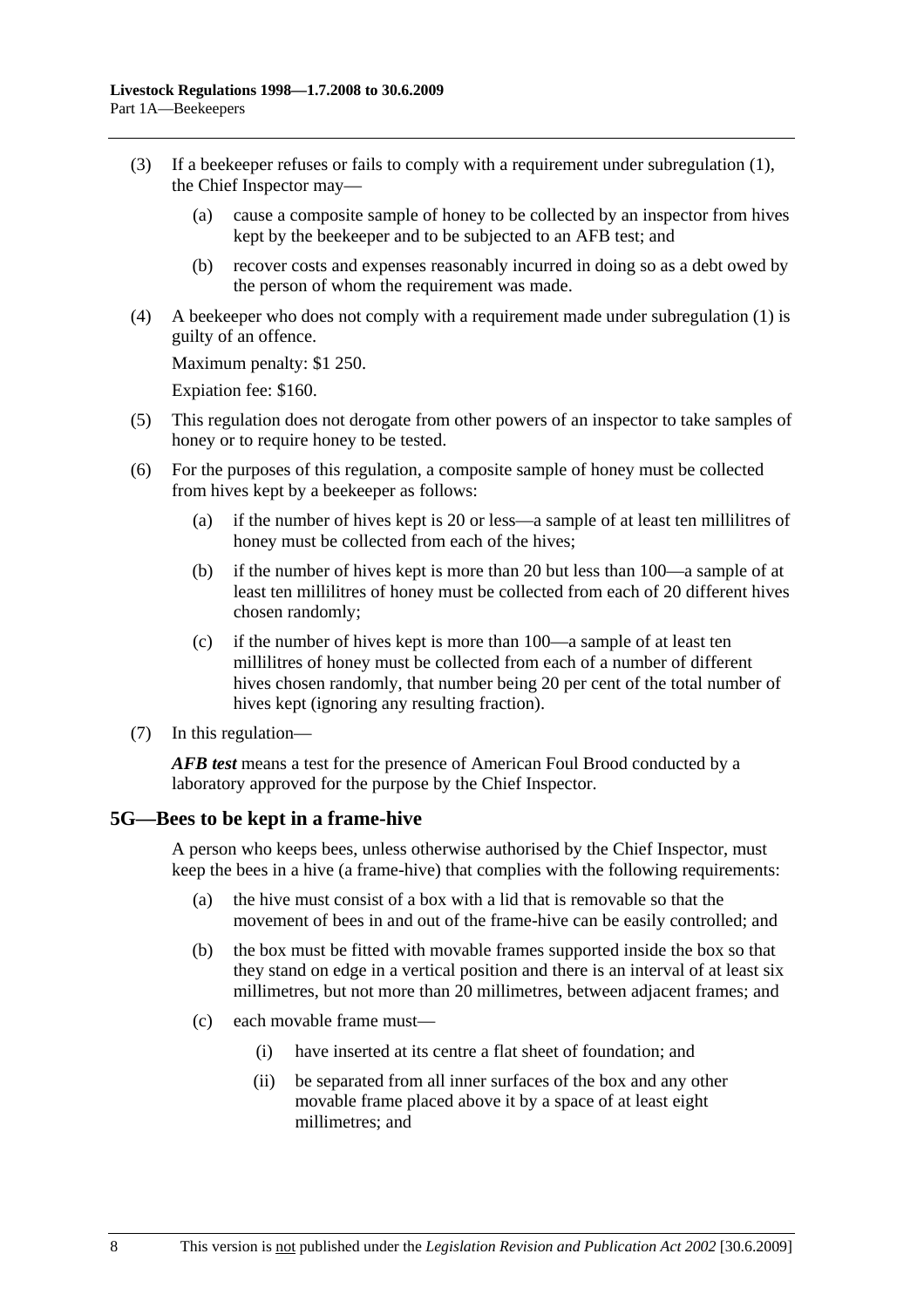(3) If a beekeeper refuses or fails to comply with a requirement under subregulation (1), the Chief Inspector may—

(a) cause a composite sample of honey to be collected by an inspector from hives kept by the beekeeper and to be subjected to an AFB test; and

(b) recover costs and expenses reasonably incurred in doing so as a debt owed by the person of whom the requirement was made.

(4) A beekeeper who does not comply with a requirement made under subregulation (1) is guilty of an offence.

Maximum penalty: $1 250.

Expiation fee: $160.

(5) This regulation does not derogate from other powers of an inspector to take samples of honey or to require honey to be tested.

(6) For the purposes of this regulation, a composite sample of honey must be collected from hives kept by a beekeeper as follows:

(a) if the number of hives kept is 20 or less—a sample of at least ten millilitres of honey must be collected from each of the hives;

(b) if the number of hives kept is more than 20 but less than 100—a sample of at least ten millilitres of honey must be collected from each of 20 different hives chosen randomly;

(c) if the number of hives kept is more than 100—a sample of at least ten millilitres of honey must be collected from each of a number of different hives chosen randomly, that number being 20 per cent of the total number of hives kept (ignoring any resulting fraction).

(7) In this regulation—

***AFB test*** means a test for the presence of American Foul Brood conducted by a laboratory approved for the purpose by the Chief Inspector.

## 5G—Bees to be kept in a frame-hive

A person who keeps bees, unless otherwise authorised by the Chief Inspector, must keep the bees in a hive (a frame-hive) that complies with the following requirements:

(a) the hive must consist of a box with a lid that is removable so that the movement of bees in and out of the frame-hive can be easily controlled; and

(b) the box must be fitted with movable frames supported inside the box so that they stand on edge in a vertical position and there is an interval of at least six millimetres, but not more than 20 millimetres, between adjacent frames; and

(c) each movable frame must—

(i) have inserted at its centre a flat sheet of foundation; and

(ii) be separated from all inner surfaces of the box and any other movable frame placed above it by a space of at least eight millimetres; and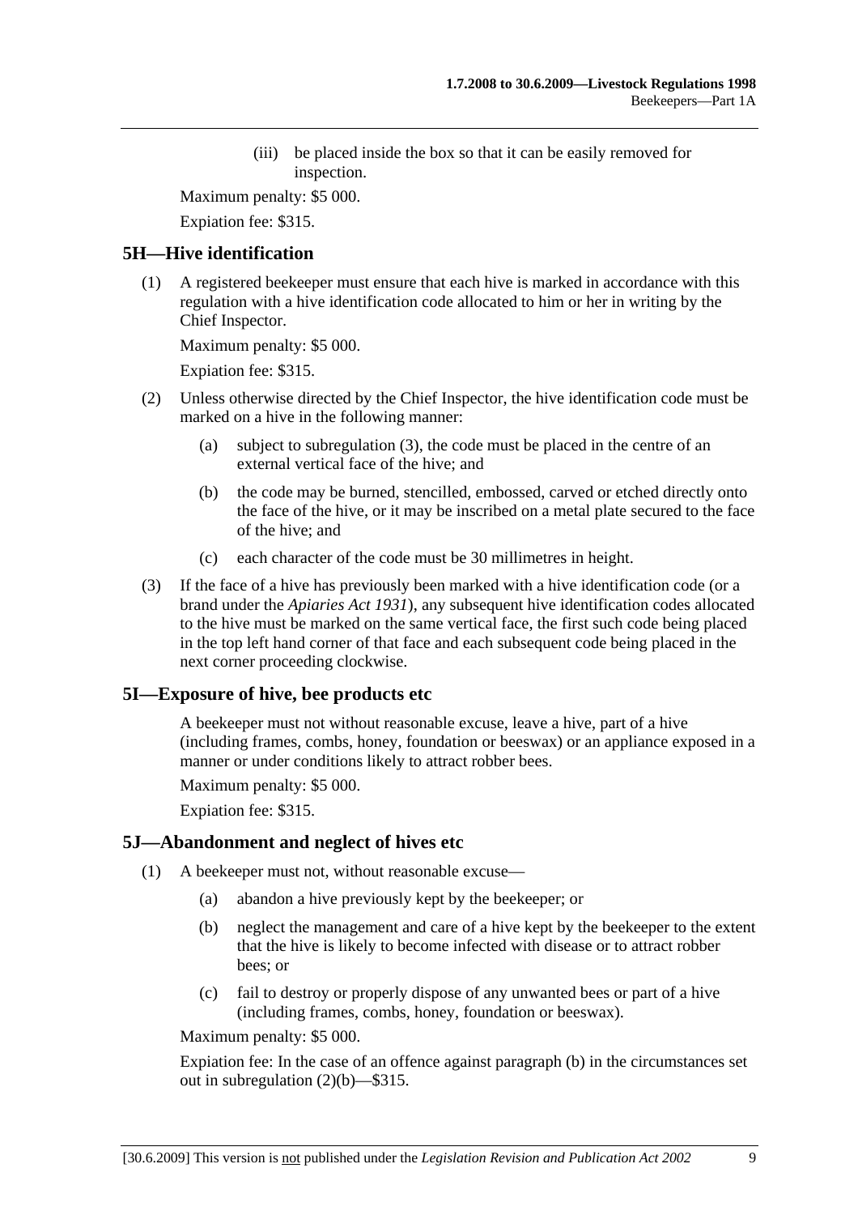(iii) be placed inside the box so that it can be easily removed for inspection.

Maximum penalty: $5 000.

Expiation fee: $315.

## 5H—Hive identification

(1) A registered beekeeper must ensure that each hive is marked in accordance with this regulation with a hive identification code allocated to him or her in writing by the Chief Inspector.

Maximum penalty: $5 000.

Expiation fee: $315.

(2) Unless otherwise directed by the Chief Inspector, the hive identification code must be marked on a hive in the following manner:

(a) subject to subregulation (3), the code must be placed in the centre of an external vertical face of the hive; and

(b) the code may be burned, stencilled, embossed, carved or etched directly onto the face of the hive, or it may be inscribed on a metal plate secured to the face of the hive; and

(c) each character of the code must be 30 millimetres in height.

(3) If the face of a hive has previously been marked with a hive identification code (or a brand under the *Apiaries Act 1931*), any subsequent hive identification codes allocated to the hive must be marked on the same vertical face, the first such code being placed in the top left hand corner of that face and each subsequent code being placed in the next corner proceeding clockwise.

## 5I—Exposure of hive, bee products etc

A beekeeper must not without reasonable excuse, leave a hive, part of a hive (including frames, combs, honey, foundation or beeswax) or an appliance exposed in a manner or under conditions likely to attract robber bees.

Maximum penalty: $5 000.

Expiation fee: $315.

## 5J—Abandonment and neglect of hives etc

(1) A beekeeper must not, without reasonable excuse—

(a) abandon a hive previously kept by the beekeeper; or

(b) neglect the management and care of a hive kept by the beekeeper to the extent that the hive is likely to become infected with disease or to attract robber bees; or

(c) fail to destroy or properly dispose of any unwanted bees or part of a hive (including frames, combs, honey, foundation or beeswax).

Maximum penalty: $5 000.

Expiation fee: In the case of an offence against paragraph (b) in the circumstances set out in subregulation (2)(b)—$315.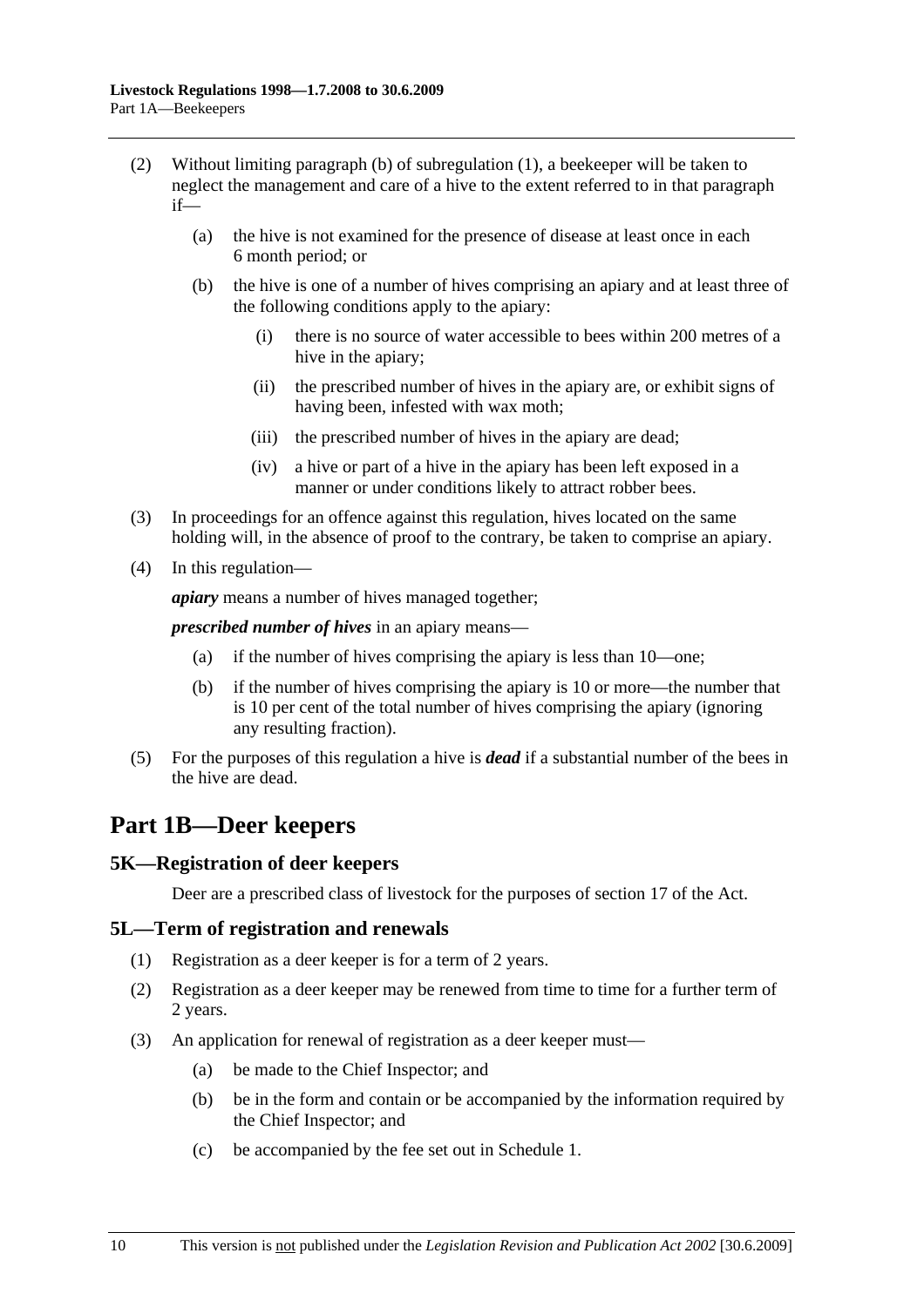(2) Without limiting paragraph (b) of subregulation (1), a beekeeper will be taken to neglect the management and care of a hive to the extent referred to in that paragraph if—

(a) the hive is not examined for the presence of disease at least once in each 6 month period; or

(b) the hive is one of a number of hives comprising an apiary and at least three of the following conditions apply to the apiary:

(i) there is no source of water accessible to bees within 200 metres of a hive in the apiary;

(ii) the prescribed number of hives in the apiary are, or exhibit signs of having been, infested with wax moth;

(iii) the prescribed number of hives in the apiary are dead;

(iv) a hive or part of a hive in the apiary has been left exposed in a manner or under conditions likely to attract robber bees.

(3) In proceedings for an offence against this regulation, hives located on the same holding will, in the absence of proof to the contrary, be taken to comprise an apiary.

(4) In this regulation—

***apiary*** means a number of hives managed together;

***prescribed number of hives*** in an apiary means—

(a) if the number of hives comprising the apiary is less than 10—one;

(b) if the number of hives comprising the apiary is 10 or more—the number that is 10 per cent of the total number of hives comprising the apiary (ignoring any resulting fraction).

(5) For the purposes of this regulation a hive is ***dead*** if a substantial number of the bees in the hive are dead.

# Part 1B—Deer keepers

## 5K—Registration of deer keepers

Deer are a prescribed class of livestock for the purposes of section 17 of the Act.

## 5L—Term of registration and renewals

(1) Registration as a deer keeper is for a term of 2 years.

(2) Registration as a deer keeper may be renewed from time to time for a further term of 2 years.

(3) An application for renewal of registration as a deer keeper must—

(a) be made to the Chief Inspector; and

(b) be in the form and contain or be accompanied by the information required by the Chief Inspector; and

(c) be accompanied by the fee set out in Schedule 1.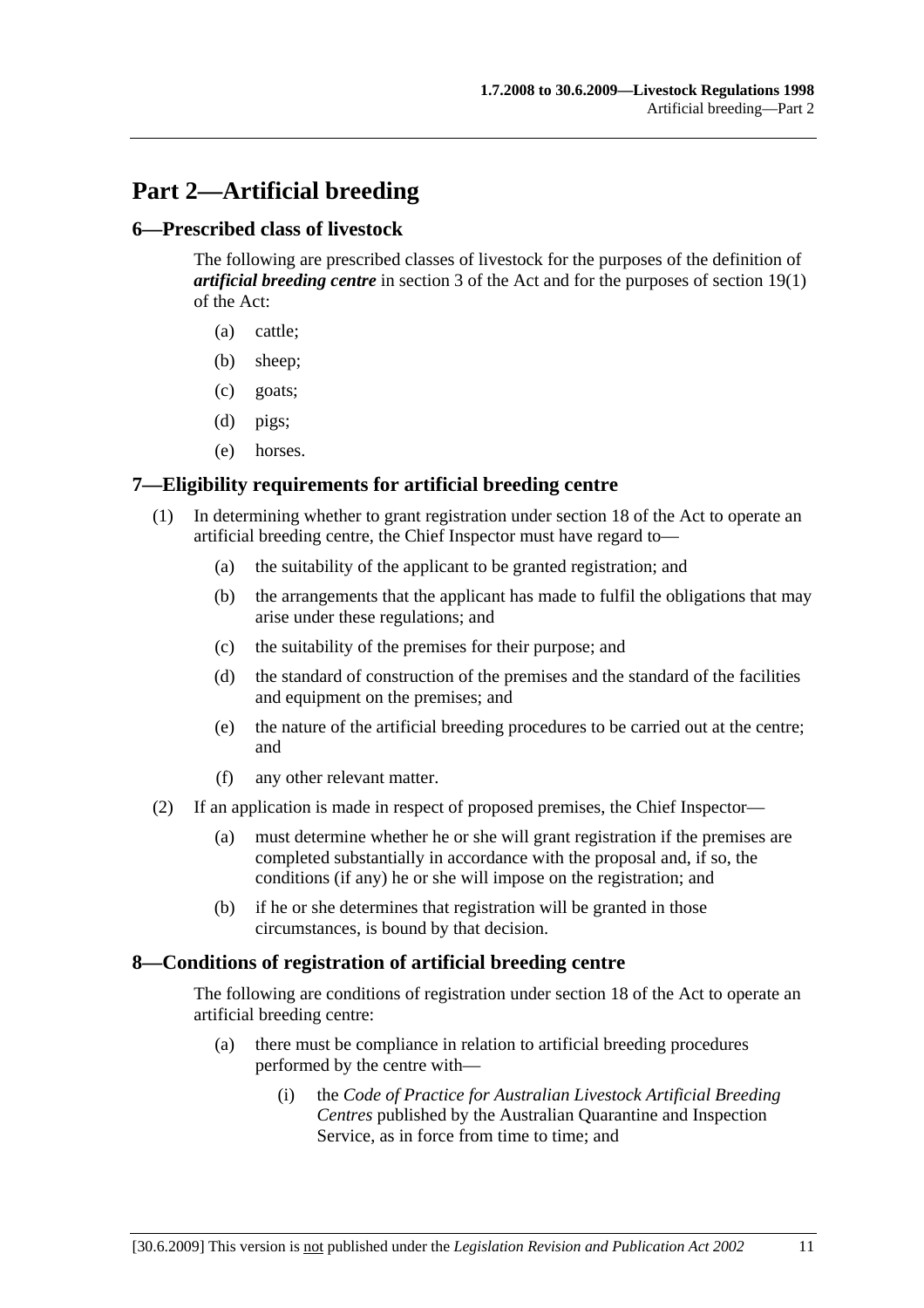# Part 2—Artificial breeding

## 6—Prescribed class of livestock

The following are prescribed classes of livestock for the purposes of the definition of ***artificial breeding centre*** in section 3 of the Act and for the purposes of section 19(1) of the Act:

(a) cattle;

(b) sheep;

(c) goats;

(d) pigs;

(e) horses.

## 7—Eligibility requirements for artificial breeding centre

(1) In determining whether to grant registration under section 18 of the Act to operate an artificial breeding centre, the Chief Inspector must have regard to—

(a) the suitability of the applicant to be granted registration; and

(b) the arrangements that the applicant has made to fulfil the obligations that may arise under these regulations; and

(c) the suitability of the premises for their purpose; and

(d) the standard of construction of the premises and the standard of the facilities and equipment on the premises; and

(e) the nature of the artificial breeding procedures to be carried out at the centre; and

(f) any other relevant matter.

(2) If an application is made in respect of proposed premises, the Chief Inspector—

(a) must determine whether he or she will grant registration if the premises are completed substantially in accordance with the proposal and, if so, the conditions (if any) he or she will impose on the registration; and

(b) if he or she determines that registration will be granted in those circumstances, is bound by that decision.

## 8—Conditions of registration of artificial breeding centre

The following are conditions of registration under section 18 of the Act to operate an artificial breeding centre:

(a) there must be compliance in relation to artificial breeding procedures performed by the centre with—

(i) the *Code of Practice for Australian Livestock Artificial Breeding Centres* published by the Australian Quarantine and Inspection Service, as in force from time to time; and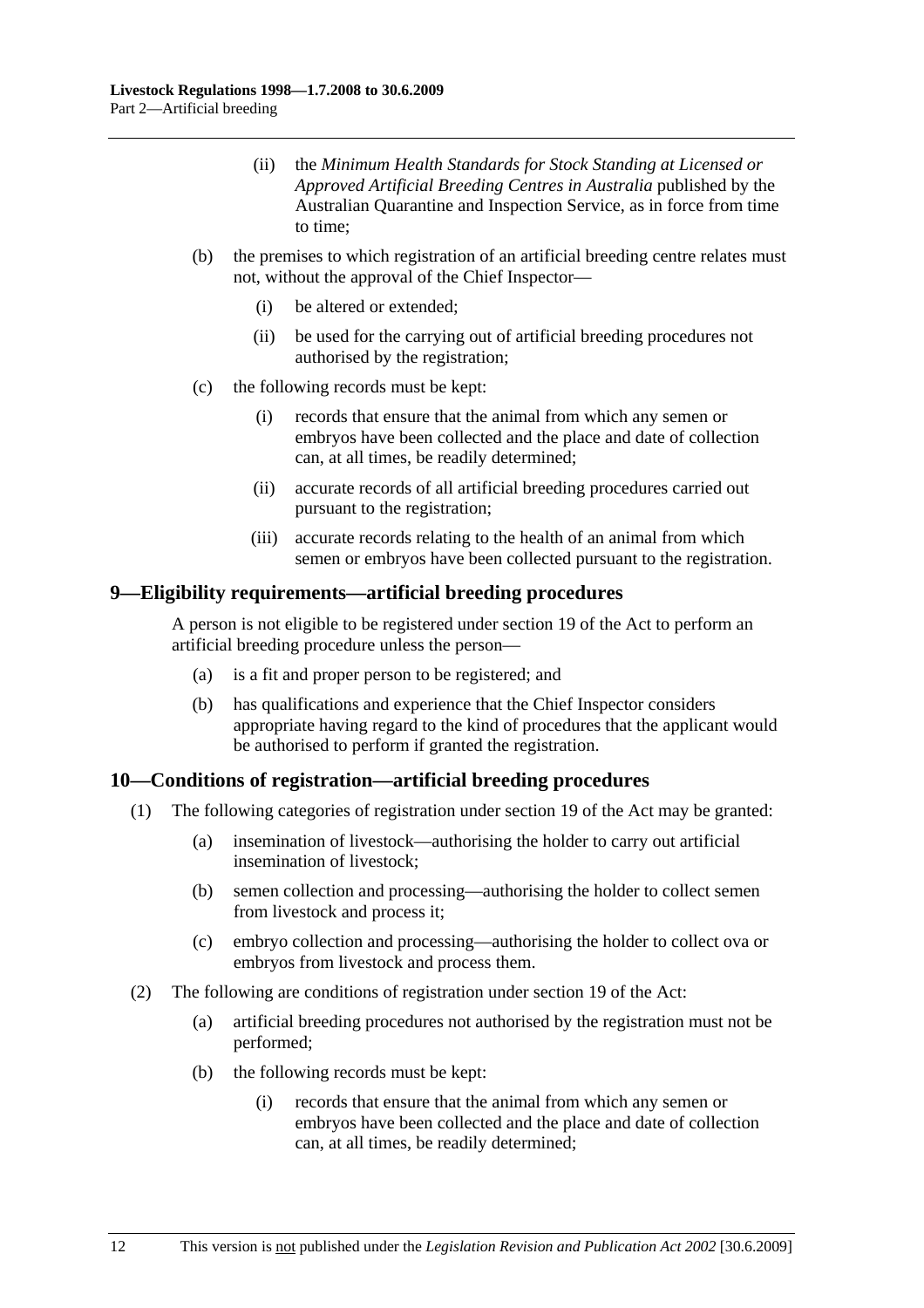(ii) the *Minimum Health Standards for Stock Standing at Licensed or Approved Artificial Breeding Centres in Australia* published by the Australian Quarantine and Inspection Service, as in force from time to time;

(b) the premises to which registration of an artificial breeding centre relates must not, without the approval of the Chief Inspector—

(i) be altered or extended;

(ii) be used for the carrying out of artificial breeding procedures not authorised by the registration;

(c) the following records must be kept:

(i) records that ensure that the animal from which any semen or embryos have been collected and the place and date of collection can, at all times, be readily determined;

(ii) accurate records of all artificial breeding procedures carried out pursuant to the registration;

(iii) accurate records relating to the health of an animal from which semen or embryos have been collected pursuant to the registration.

## 9—Eligibility requirements—artificial breeding procedures

A person is not eligible to be registered under section 19 of the Act to perform an artificial breeding procedure unless the person—

(a) is a fit and proper person to be registered; and

(b) has qualifications and experience that the Chief Inspector considers appropriate having regard to the kind of procedures that the applicant would be authorised to perform if granted the registration.

## 10—Conditions of registration—artificial breeding procedures

(1) The following categories of registration under section 19 of the Act may be granted:

(a) insemination of livestock—authorising the holder to carry out artificial insemination of livestock;

(b) semen collection and processing—authorising the holder to collect semen from livestock and process it;

(c) embryo collection and processing—authorising the holder to collect ova or embryos from livestock and process them.

(2) The following are conditions of registration under section 19 of the Act:

(a) artificial breeding procedures not authorised by the registration must not be performed;

(b) the following records must be kept:

(i) records that ensure that the animal from which any semen or embryos have been collected and the place and date of collection can, at all times, be readily determined;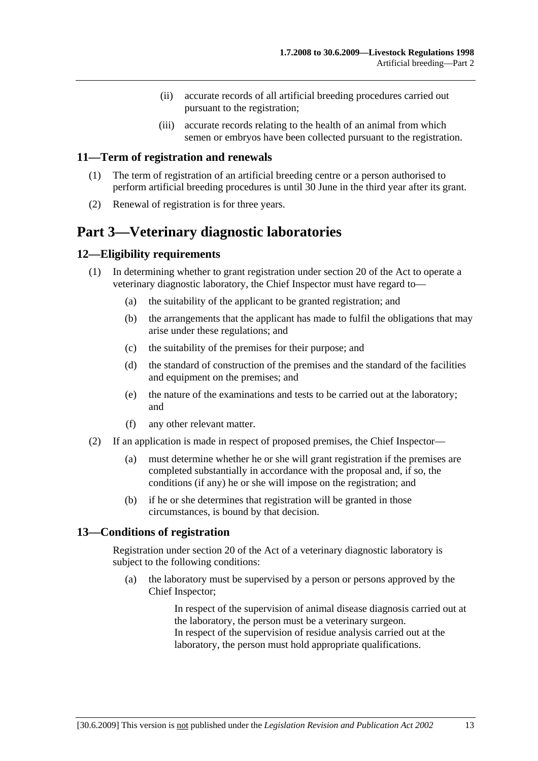(ii) accurate records of all artificial breeding procedures carried out pursuant to the registration;

(iii) accurate records relating to the health of an animal from which semen or embryos have been collected pursuant to the registration.

### 11—Term of registration and renewals

(1) The term of registration of an artificial breeding centre or a person authorised to perform artificial breeding procedures is until 30 June in the third year after its grant.

(2) Renewal of registration is for three years.

## Part 3—Veterinary diagnostic laboratories

### 12—Eligibility requirements

(1) In determining whether to grant registration under section 20 of the Act to operate a veterinary diagnostic laboratory, the Chief Inspector must have regard to—

(a) the suitability of the applicant to be granted registration; and

(b) the arrangements that the applicant has made to fulfil the obligations that may arise under these regulations; and

(c) the suitability of the premises for their purpose; and

(d) the standard of construction of the premises and the standard of the facilities and equipment on the premises; and

(e) the nature of the examinations and tests to be carried out at the laboratory; and

(f) any other relevant matter.

(2) If an application is made in respect of proposed premises, the Chief Inspector—

(a) must determine whether he or she will grant registration if the premises are completed substantially in accordance with the proposal and, if so, the conditions (if any) he or she will impose on the registration; and

(b) if he or she determines that registration will be granted in those circumstances, is bound by that decision.

### 13—Conditions of registration

Registration under section 20 of the Act of a veterinary diagnostic laboratory is subject to the following conditions:

(a) the laboratory must be supervised by a person or persons approved by the Chief Inspector;

In respect of the supervision of animal disease diagnosis carried out at the laboratory, the person must be a veterinary surgeon.
In respect of the supervision of residue analysis carried out at the laboratory, the person must hold appropriate qualifications.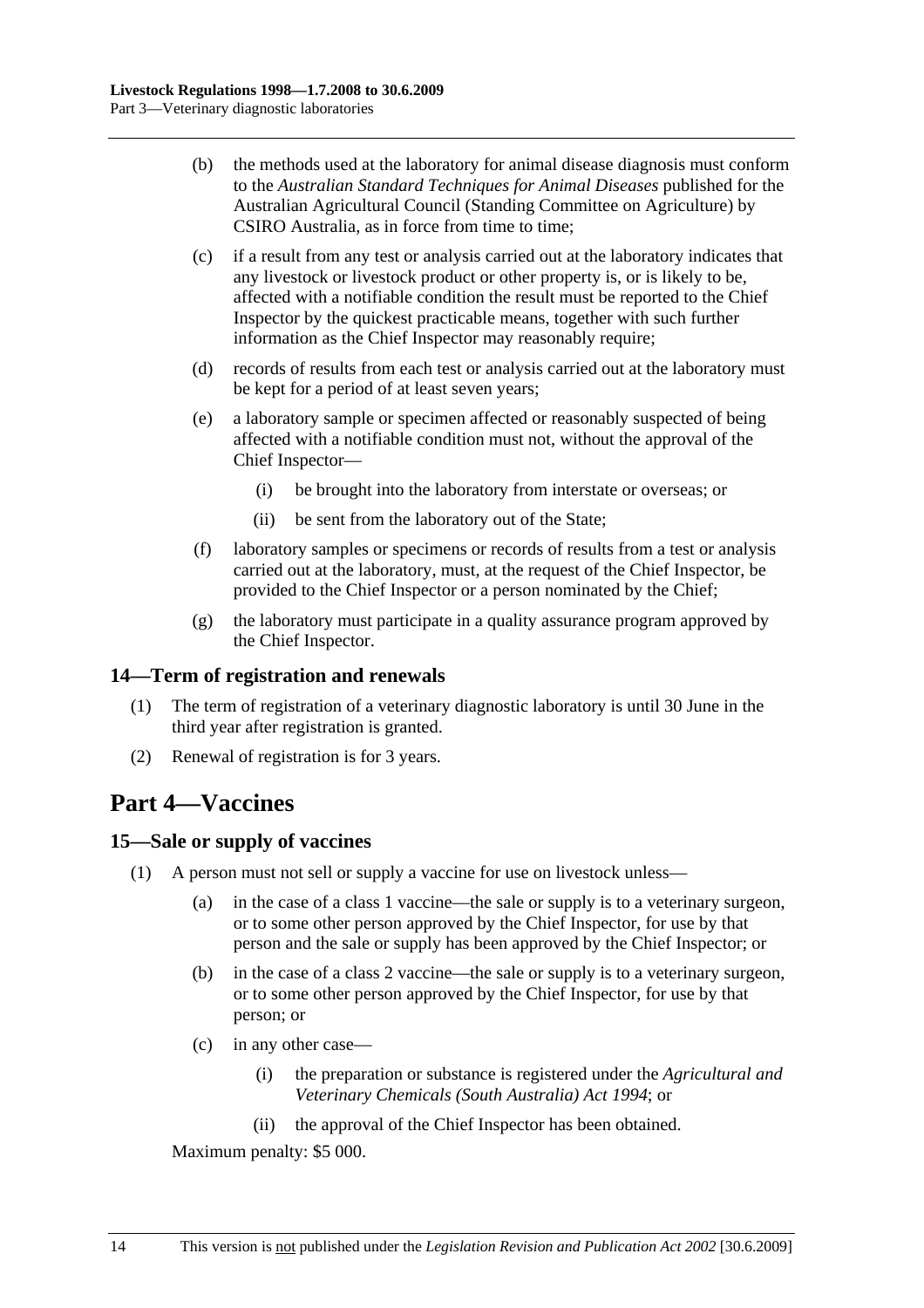(b) the methods used at the laboratory for animal disease diagnosis must conform to the *Australian Standard Techniques for Animal Diseases* published for the Australian Agricultural Council (Standing Committee on Agriculture) by CSIRO Australia, as in force from time to time;

(c) if a result from any test or analysis carried out at the laboratory indicates that any livestock or livestock product or other property is, or is likely to be, affected with a notifiable condition the result must be reported to the Chief Inspector by the quickest practicable means, together with such further information as the Chief Inspector may reasonably require;

(d) records of results from each test or analysis carried out at the laboratory must be kept for a period of at least seven years;

(e) a laboratory sample or specimen affected or reasonably suspected of being affected with a notifiable condition must not, without the approval of the Chief Inspector—

(i) be brought into the laboratory from interstate or overseas; or

(ii) be sent from the laboratory out of the State;

(f) laboratory samples or specimens or records of results from a test or analysis carried out at the laboratory, must, at the request of the Chief Inspector, be provided to the Chief Inspector or a person nominated by the Chief;

(g) the laboratory must participate in a quality assurance program approved by the Chief Inspector.

### 14—Term of registration and renewals

(1) The term of registration of a veterinary diagnostic laboratory is until 30 June in the third year after registration is granted.

(2) Renewal of registration is for 3 years.

## Part 4—Vaccines

### 15—Sale or supply of vaccines

(1) A person must not sell or supply a vaccine for use on livestock unless—

(a) in the case of a class 1 vaccine—the sale or supply is to a veterinary surgeon, or to some other person approved by the Chief Inspector, for use by that person and the sale or supply has been approved by the Chief Inspector; or

(b) in the case of a class 2 vaccine—the sale or supply is to a veterinary surgeon, or to some other person approved by the Chief Inspector, for use by that person; or

(c) in any other case—

(i) the preparation or substance is registered under the *Agricultural and Veterinary Chemicals (South Australia) Act 1994*; or

(ii) the approval of the Chief Inspector has been obtained.

Maximum penalty: $5 000.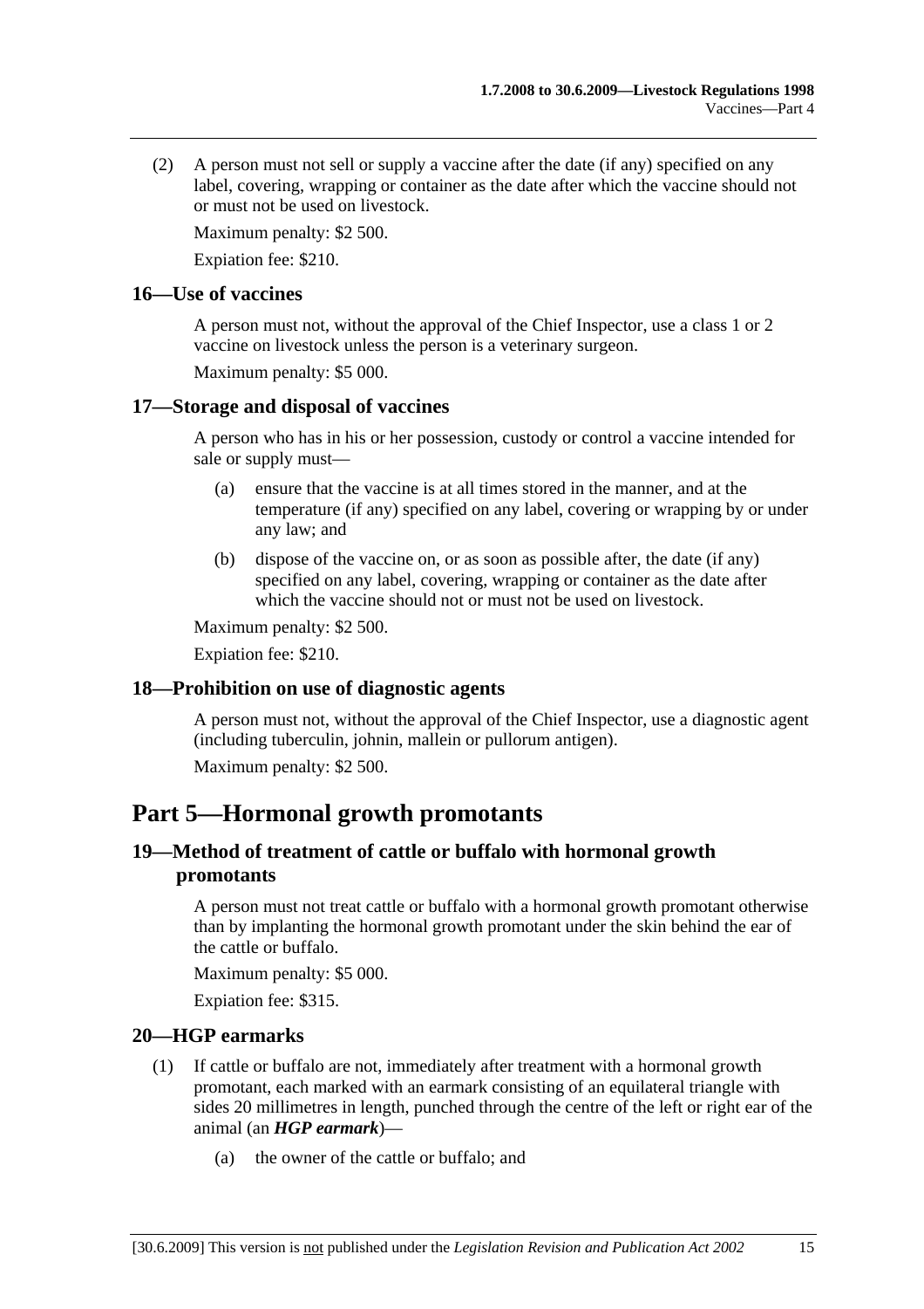(2) A person must not sell or supply a vaccine after the date (if any) specified on any label, covering, wrapping or container as the date after which the vaccine should not or must not be used on livestock.

Maximum penalty: $2 500.

Expiation fee: $210.

### 16—Use of vaccines

A person must not, without the approval of the Chief Inspector, use a class 1 or 2 vaccine on livestock unless the person is a veterinary surgeon.

Maximum penalty: $5 000.

### 17—Storage and disposal of vaccines

A person who has in his or her possession, custody or control a vaccine intended for sale or supply must—

(a) ensure that the vaccine is at all times stored in the manner, and at the temperature (if any) specified on any label, covering or wrapping by or under any law; and

(b) dispose of the vaccine on, or as soon as possible after, the date (if any) specified on any label, covering, wrapping or container as the date after which the vaccine should not or must not be used on livestock.

Maximum penalty: $2 500.

Expiation fee: $210.

### 18—Prohibition on use of diagnostic agents

A person must not, without the approval of the Chief Inspector, use a diagnostic agent (including tuberculin, johnin, mallein or pullorum antigen).

Maximum penalty: $2 500.

## Part 5—Hormonal growth promotants

### 19—Method of treatment of cattle or buffalo with hormonal growth promotants

A person must not treat cattle or buffalo with a hormonal growth promotant otherwise than by implanting the hormonal growth promotant under the skin behind the ear of the cattle or buffalo.

Maximum penalty: $5 000.

Expiation fee: $315.

### 20—HGP earmarks

(1) If cattle or buffalo are not, immediately after treatment with a hormonal growth promotant, each marked with an earmark consisting of an equilateral triangle with sides 20 millimetres in length, punched through the centre of the left or right ear of the animal (an ***HGP earmark***)—

(a) the owner of the cattle or buffalo; and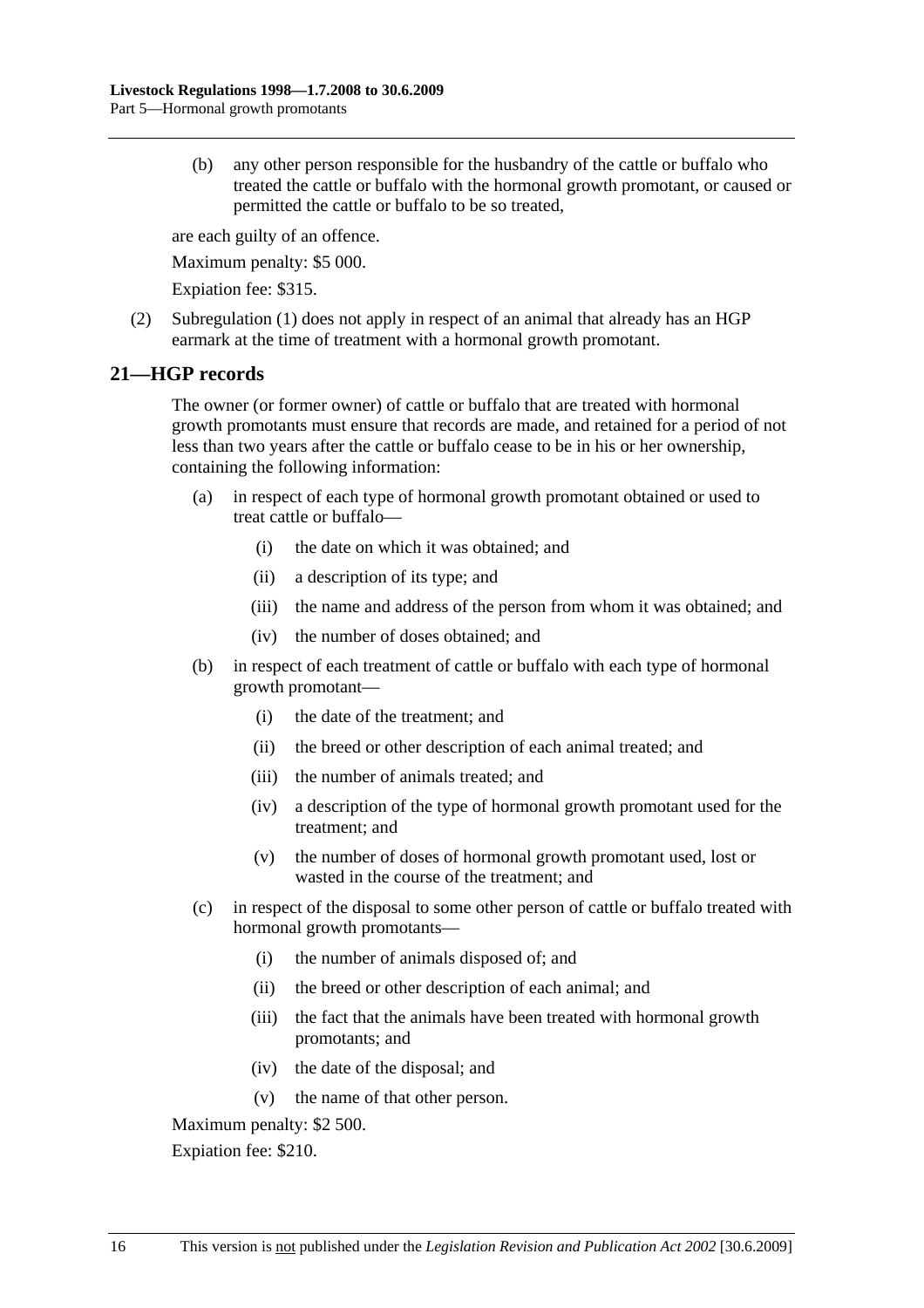(b) any other person responsible for the husbandry of the cattle or buffalo who treated the cattle or buffalo with the hormonal growth promotant, or caused or permitted the cattle or buffalo to be so treated,

are each guilty of an offence.

Maximum penalty: $5 000.

Expiation fee: $315.

(2) Subregulation (1) does not apply in respect of an animal that already has an HGP earmark at the time of treatment with a hormonal growth promotant.

## 21—HGP records

The owner (or former owner) of cattle or buffalo that are treated with hormonal growth promotants must ensure that records are made, and retained for a period of not less than two years after the cattle or buffalo cease to be in his or her ownership, containing the following information:

(a) in respect of each type of hormonal growth promotant obtained or used to treat cattle or buffalo—

  (i) the date on which it was obtained; and

  (ii) a description of its type; and

  (iii) the name and address of the person from whom it was obtained; and

  (iv) the number of doses obtained; and

(b) in respect of each treatment of cattle or buffalo with each type of hormonal growth promotant—

  (i) the date of the treatment; and

  (ii) the breed or other description of each animal treated; and

  (iii) the number of animals treated; and

  (iv) a description of the type of hormonal growth promotant used for the treatment; and

  (v) the number of doses of hormonal growth promotant used, lost or wasted in the course of the treatment; and

(c) in respect of the disposal to some other person of cattle or buffalo treated with hormonal growth promotants—

  (i) the number of animals disposed of; and

  (ii) the breed or other description of each animal; and

  (iii) the fact that the animals have been treated with hormonal growth promotants; and

  (iv) the date of the disposal; and

  (v) the name of that other person.

Maximum penalty: $2 500.

Expiation fee: $210.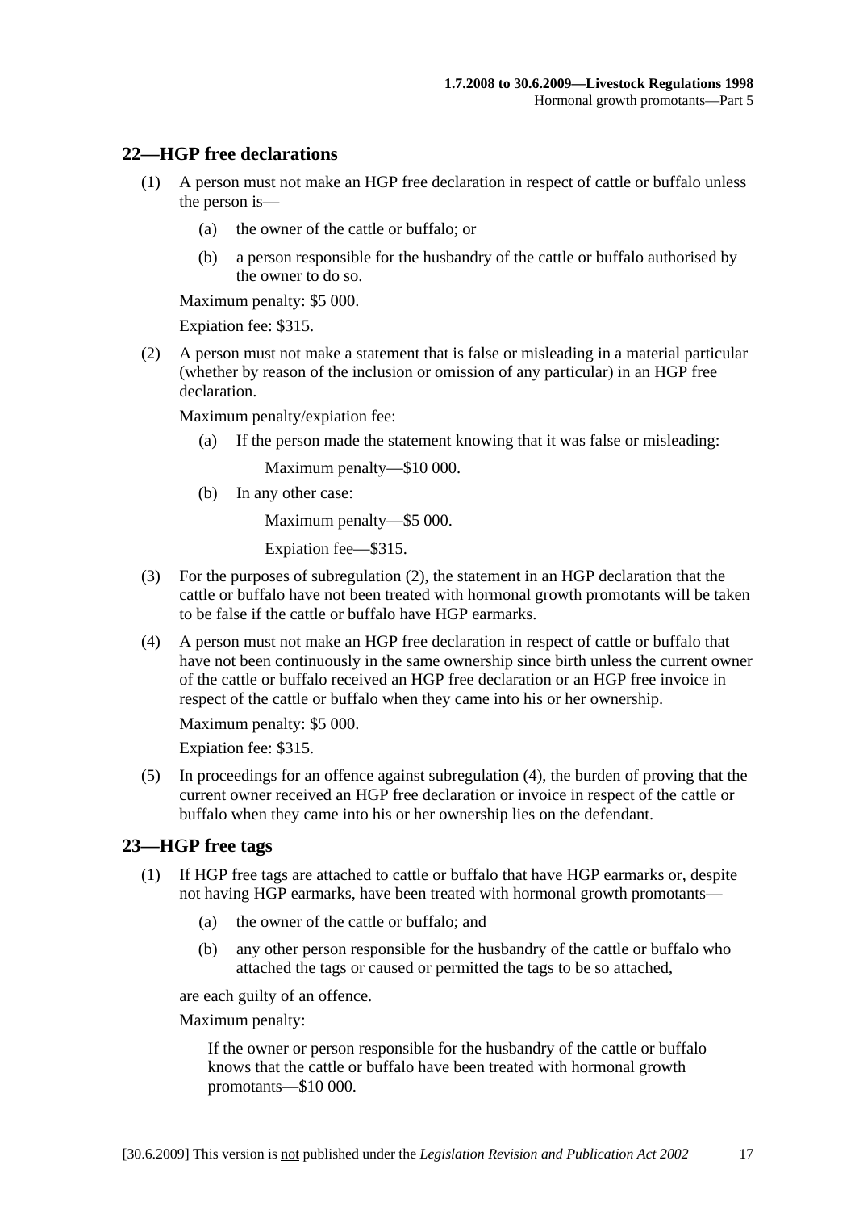## 22—HGP free declarations

(1) A person must not make an HGP free declaration in respect of cattle or buffalo unless the person is—

(a) the owner of the cattle or buffalo; or

(b) a person responsible for the husbandry of the cattle or buffalo authorised by the owner to do so.

Maximum penalty: $5 000.

Expiation fee: $315.

(2) A person must not make a statement that is false or misleading in a material particular (whether by reason of the inclusion or omission of any particular) in an HGP free declaration.

Maximum penalty/expiation fee:

(a) If the person made the statement knowing that it was false or misleading:

Maximum penalty—$10 000.

(b) In any other case:

Maximum penalty—$5 000.

Expiation fee—$315.

(3) For the purposes of subregulation (2), the statement in an HGP declaration that the cattle or buffalo have not been treated with hormonal growth promotants will be taken to be false if the cattle or buffalo have HGP earmarks.

(4) A person must not make an HGP free declaration in respect of cattle or buffalo that have not been continuously in the same ownership since birth unless the current owner of the cattle or buffalo received an HGP free declaration or an HGP free invoice in respect of the cattle or buffalo when they came into his or her ownership.

Maximum penalty: $5 000.

Expiation fee: $315.

(5) In proceedings for an offence against subregulation (4), the burden of proving that the current owner received an HGP free declaration or invoice in respect of the cattle or buffalo when they came into his or her ownership lies on the defendant.

## 23—HGP free tags

(1) If HGP free tags are attached to cattle or buffalo that have HGP earmarks or, despite not having HGP earmarks, have been treated with hormonal growth promotants—

(a) the owner of the cattle or buffalo; and

(b) any other person responsible for the husbandry of the cattle or buffalo who attached the tags or caused or permitted the tags to be so attached,

are each guilty of an offence.

Maximum penalty:

If the owner or person responsible for the husbandry of the cattle or buffalo knows that the cattle or buffalo have been treated with hormonal growth promotants—$10 000.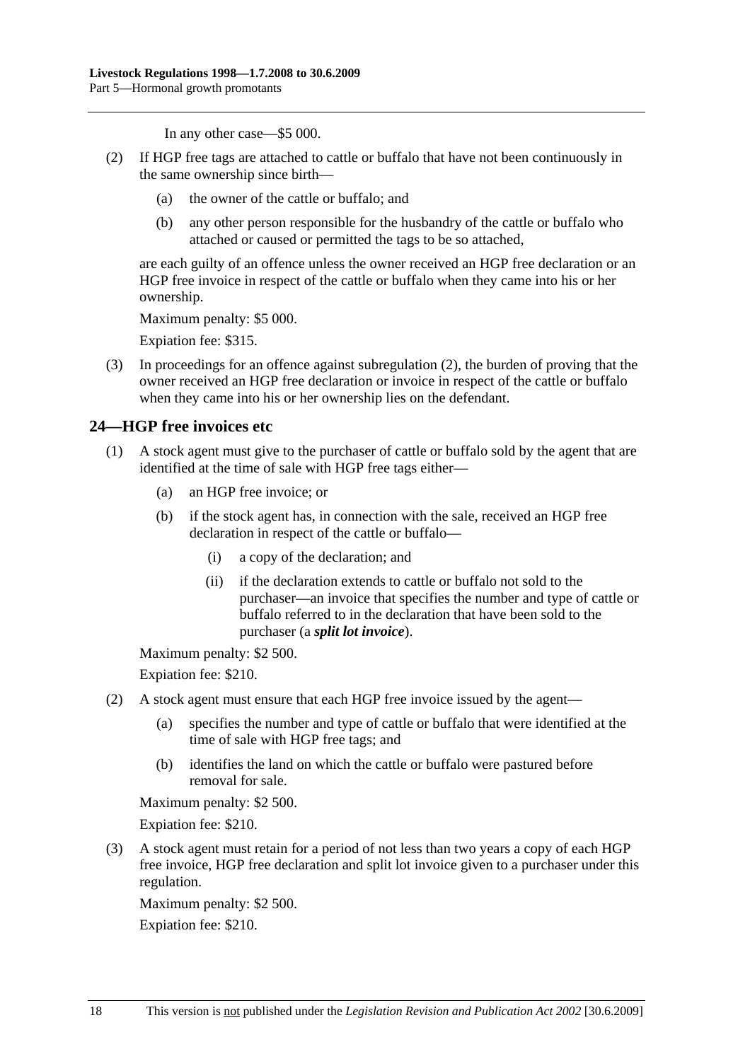In any other case—$5 000.

(2) If HGP free tags are attached to cattle or buffalo that have not been continuously in the same ownership since birth—

(a) the owner of the cattle or buffalo; and

(b) any other person responsible for the husbandry of the cattle or buffalo who attached or caused or permitted the tags to be so attached,

are each guilty of an offence unless the owner received an HGP free declaration or an HGP free invoice in respect of the cattle or buffalo when they came into his or her ownership.

Maximum penalty: $5 000.

Expiation fee: $315.

(3) In proceedings for an offence against subregulation (2), the burden of proving that the owner received an HGP free declaration or invoice in respect of the cattle or buffalo when they came into his or her ownership lies on the defendant.

## 24—HGP free invoices etc

(1) A stock agent must give to the purchaser of cattle or buffalo sold by the agent that are identified at the time of sale with HGP free tags either—

(a) an HGP free invoice; or

(b) if the stock agent has, in connection with the sale, received an HGP free declaration in respect of the cattle or buffalo—

(i) a copy of the declaration; and

(ii) if the declaration extends to cattle or buffalo not sold to the purchaser—an invoice that specifies the number and type of cattle or buffalo referred to in the declaration that have been sold to the purchaser (a ***split lot invoice***).

Maximum penalty: $2 500.

Expiation fee: $210.

(2) A stock agent must ensure that each HGP free invoice issued by the agent—

(a) specifies the number and type of cattle or buffalo that were identified at the time of sale with HGP free tags; and

(b) identifies the land on which the cattle or buffalo were pastured before removal for sale.

Maximum penalty: $2 500.

Expiation fee: $210.

(3) A stock agent must retain for a period of not less than two years a copy of each HGP free invoice, HGP free declaration and split lot invoice given to a purchaser under this regulation.

Maximum penalty: $2 500.

Expiation fee: $210.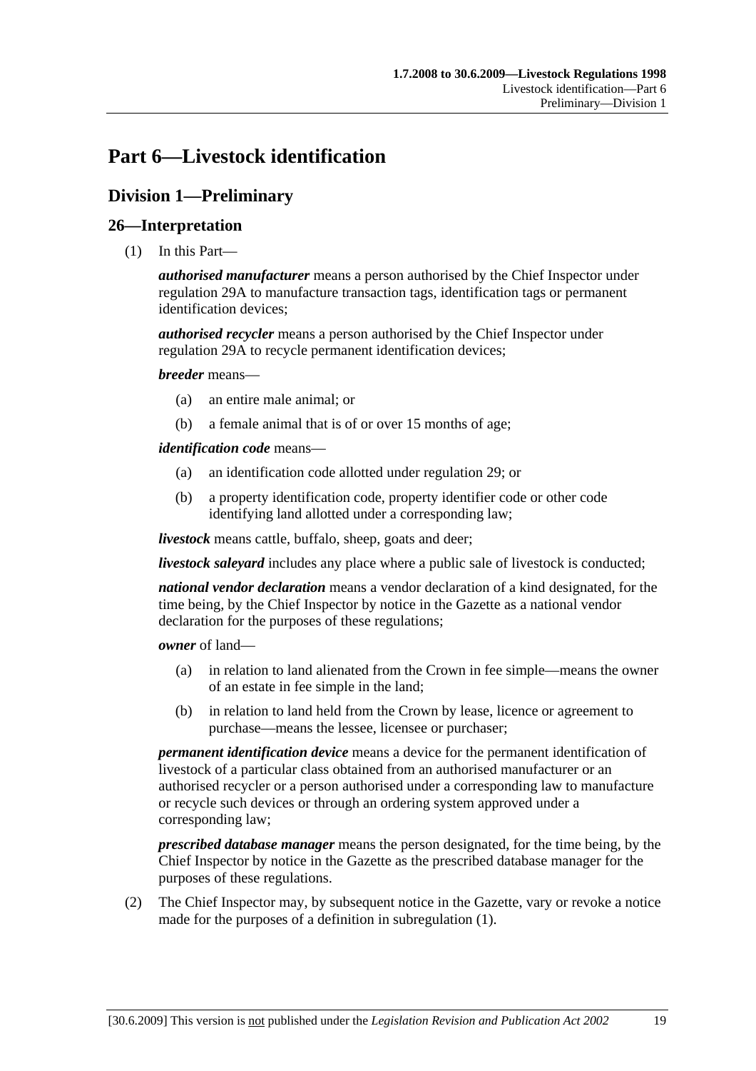# Part 6—Livestock identification

## Division 1—Preliminary

### 26—Interpretation

(1) In this Part—

***authorised manufacturer*** means a person authorised by the Chief Inspector under regulation 29A to manufacture transaction tags, identification tags or permanent identification devices;

***authorised recycler*** means a person authorised by the Chief Inspector under regulation 29A to recycle permanent identification devices;

***breeder*** means—

- (a) an entire male animal; or
- (b) a female animal that is of or over 15 months of age;

***identification code*** means—

- (a) an identification code allotted under regulation 29; or
- (b) a property identification code, property identifier code or other code identifying land allotted under a corresponding law;

***livestock*** means cattle, buffalo, sheep, goats and deer;

***livestock saleyard*** includes any place where a public sale of livestock is conducted;

***national vendor declaration*** means a vendor declaration of a kind designated, for the time being, by the Chief Inspector by notice in the Gazette as a national vendor declaration for the purposes of these regulations;

***owner*** of land—

- (a) in relation to land alienated from the Crown in fee simple—means the owner of an estate in fee simple in the land;
- (b) in relation to land held from the Crown by lease, licence or agreement to purchase—means the lessee, licensee or purchaser;

***permanent identification device*** means a device for the permanent identification of livestock of a particular class obtained from an authorised manufacturer or an authorised recycler or a person authorised under a corresponding law to manufacture or recycle such devices or through an ordering system approved under a corresponding law;

***prescribed database manager*** means the person designated, for the time being, by the Chief Inspector by notice in the Gazette as the prescribed database manager for the purposes of these regulations.

(2) The Chief Inspector may, by subsequent notice in the Gazette, vary or revoke a notice made for the purposes of a definition in subregulation (1).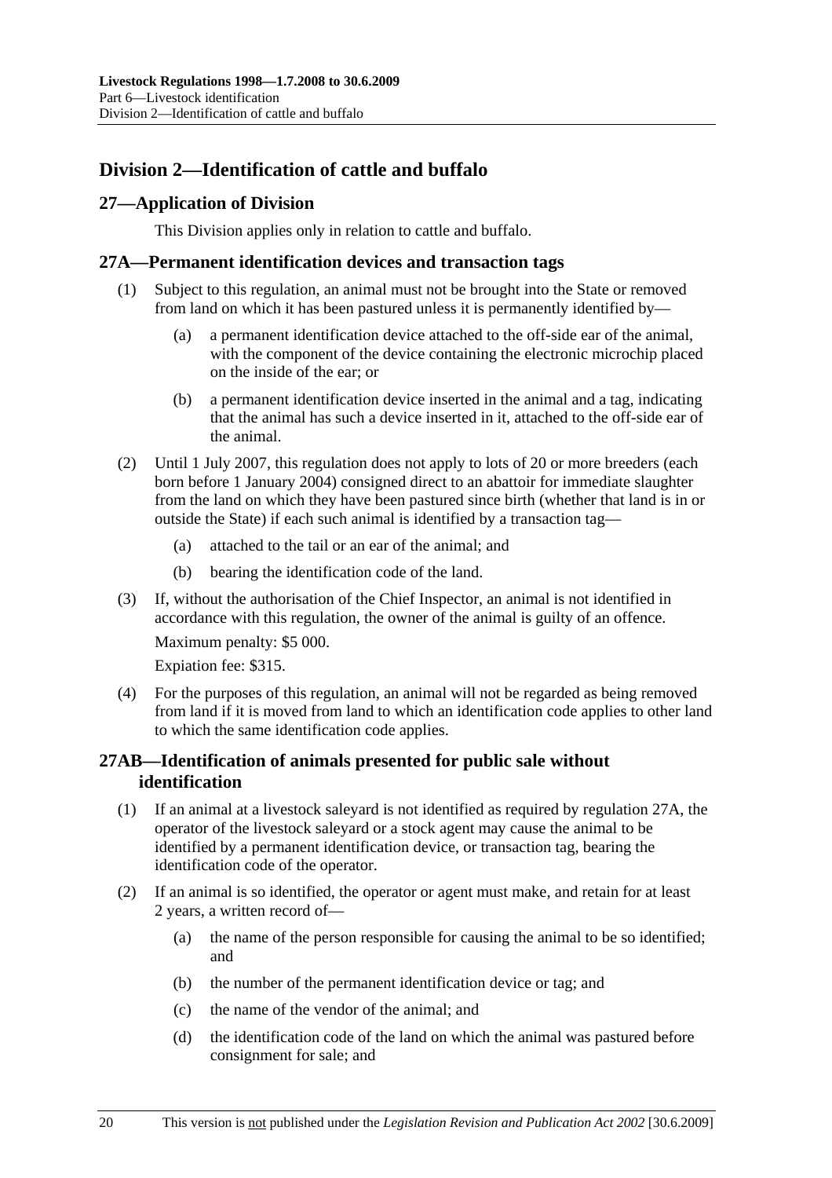## Division 2—Identification of cattle and buffalo

### 27—Application of Division

This Division applies only in relation to cattle and buffalo.

### 27A—Permanent identification devices and transaction tags

(1) Subject to this regulation, an animal must not be brought into the State or removed from land on which it has been pastured unless it is permanently identified by—

(a) a permanent identification device attached to the off-side ear of the animal, with the component of the device containing the electronic microchip placed on the inside of the ear; or

(b) a permanent identification device inserted in the animal and a tag, indicating that the animal has such a device inserted in it, attached to the off-side ear of the animal.

(2) Until 1 July 2007, this regulation does not apply to lots of 20 or more breeders (each born before 1 January 2004) consigned direct to an abattoir for immediate slaughter from the land on which they have been pastured since birth (whether that land is in or outside the State) if each such animal is identified by a transaction tag—

(a) attached to the tail or an ear of the animal; and

(b) bearing the identification code of the land.

(3) If, without the authorisation of the Chief Inspector, an animal is not identified in accordance with this regulation, the owner of the animal is guilty of an offence.

Maximum penalty: $5 000.

Expiation fee: $315.

(4) For the purposes of this regulation, an animal will not be regarded as being removed from land if it is moved from land to which an identification code applies to other land to which the same identification code applies.

### 27AB—Identification of animals presented for public sale without identification

(1) If an animal at a livestock saleyard is not identified as required by regulation 27A, the operator of the livestock saleyard or a stock agent may cause the animal to be identified by a permanent identification device, or transaction tag, bearing the identification code of the operator.

(2) If an animal is so identified, the operator or agent must make, and retain for at least 2 years, a written record of—

(a) the name of the person responsible for causing the animal to be so identified; and

(b) the number of the permanent identification device or tag; and

(c) the name of the vendor of the animal; and

(d) the identification code of the land on which the animal was pastured before consignment for sale; and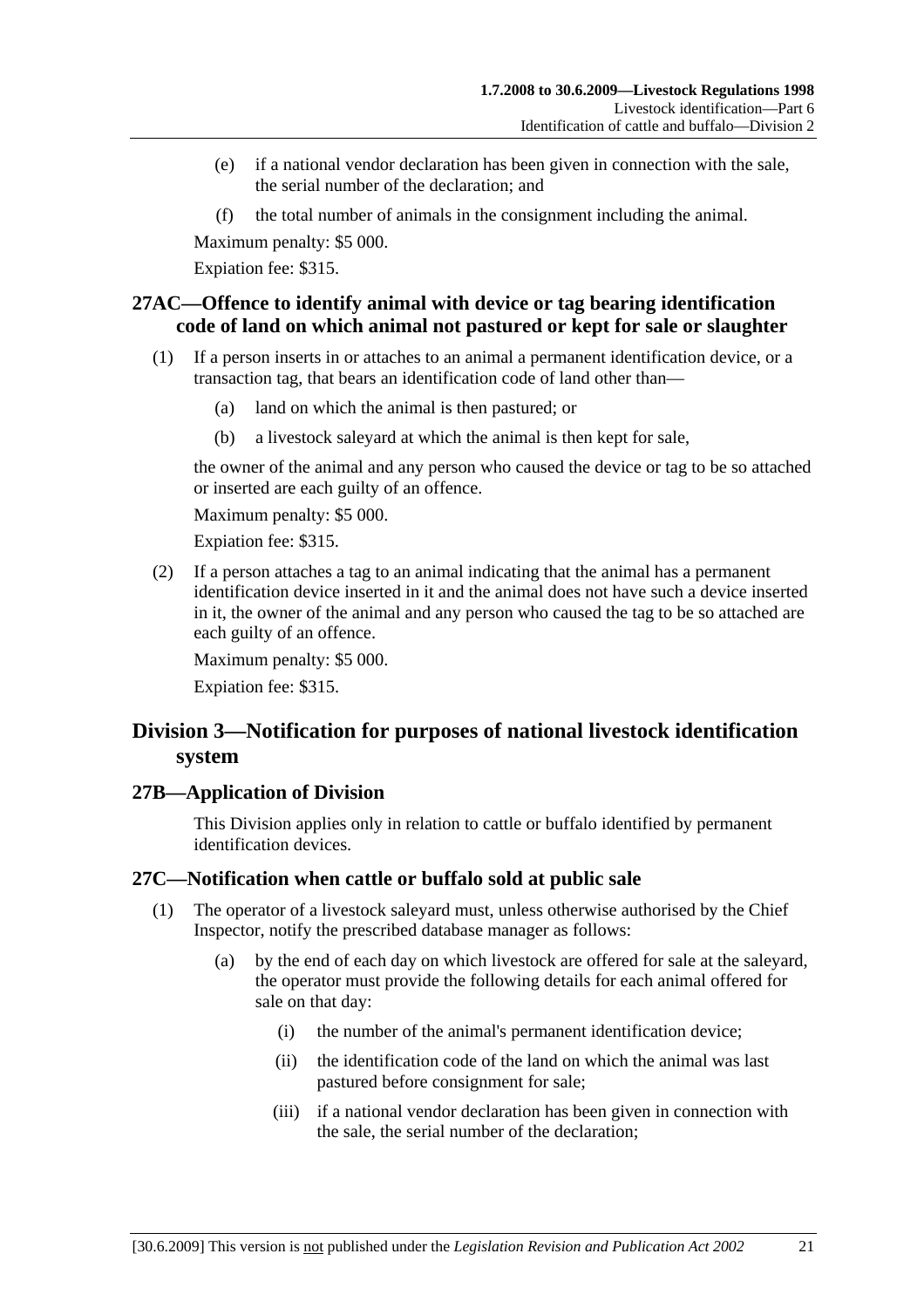(e) if a national vendor declaration has been given in connection with the sale, the serial number of the declaration; and

(f) the total number of animals in the consignment including the animal.

Maximum penalty: $5 000.

Expiation fee: $315.

### 27AC—Offence to identify animal with device or tag bearing identification code of land on which animal not pastured or kept for sale or slaughter

(1) If a person inserts in or attaches to an animal a permanent identification device, or a transaction tag, that bears an identification code of land other than—

(a) land on which the animal is then pastured; or

(b) a livestock saleyard at which the animal is then kept for sale,

the owner of the animal and any person who caused the device or tag to be so attached or inserted are each guilty of an offence.

Maximum penalty: $5 000.

Expiation fee: $315.

(2) If a person attaches a tag to an animal indicating that the animal has a permanent identification device inserted in it and the animal does not have such a device inserted in it, the owner of the animal and any person who caused the tag to be so attached are each guilty of an offence.

Maximum penalty: $5 000.

Expiation fee: $315.

## Division 3—Notification for purposes of national livestock identification system

### 27B—Application of Division

This Division applies only in relation to cattle or buffalo identified by permanent identification devices.

### 27C—Notification when cattle or buffalo sold at public sale

(1) The operator of a livestock saleyard must, unless otherwise authorised by the Chief Inspector, notify the prescribed database manager as follows:

(a) by the end of each day on which livestock are offered for sale at the saleyard, the operator must provide the following details for each animal offered for sale on that day:

(i) the number of the animal's permanent identification device;

(ii) the identification code of the land on which the animal was last pastured before consignment for sale;

(iii) if a national vendor declaration has been given in connection with the sale, the serial number of the declaration;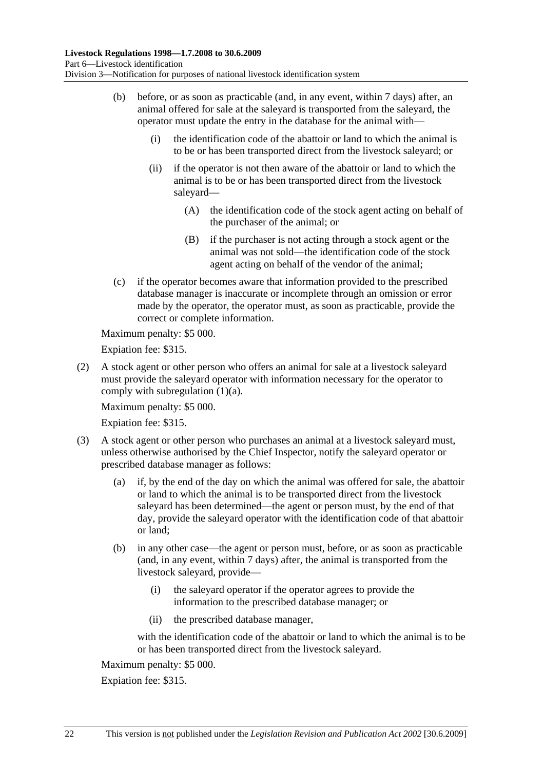(b) before, or as soon as practicable (and, in any event, within 7 days) after, an animal offered for sale at the saleyard is transported from the saleyard, the operator must update the entry in the database for the animal with—

(i) the identification code of the abattoir or land to which the animal is to be or has been transported direct from the livestock saleyard; or

(ii) if the operator is not then aware of the abattoir or land to which the animal is to be or has been transported direct from the livestock saleyard—

(A) the identification code of the stock agent acting on behalf of the purchaser of the animal; or

(B) if the purchaser is not acting through a stock agent or the animal was not sold—the identification code of the stock agent acting on behalf of the vendor of the animal;

(c) if the operator becomes aware that information provided to the prescribed database manager is inaccurate or incomplete through an omission or error made by the operator, the operator must, as soon as practicable, provide the correct or complete information.

Maximum penalty: $5 000.

Expiation fee: $315.

(2) A stock agent or other person who offers an animal for sale at a livestock saleyard must provide the saleyard operator with information necessary for the operator to comply with subregulation (1)(a).

Maximum penalty: $5 000.

Expiation fee: $315.

(3) A stock agent or other person who purchases an animal at a livestock saleyard must, unless otherwise authorised by the Chief Inspector, notify the saleyard operator or prescribed database manager as follows:

(a) if, by the end of the day on which the animal was offered for sale, the abattoir or land to which the animal is to be transported direct from the livestock saleyard has been determined—the agent or person must, by the end of that day, provide the saleyard operator with the identification code of that abattoir or land;

(b) in any other case—the agent or person must, before, or as soon as practicable (and, in any event, within 7 days) after, the animal is transported from the livestock saleyard, provide—

(i) the saleyard operator if the operator agrees to provide the information to the prescribed database manager; or

(ii) the prescribed database manager,

with the identification code of the abattoir or land to which the animal is to be or has been transported direct from the livestock saleyard.

Maximum penalty: $5 000.

Expiation fee: $315.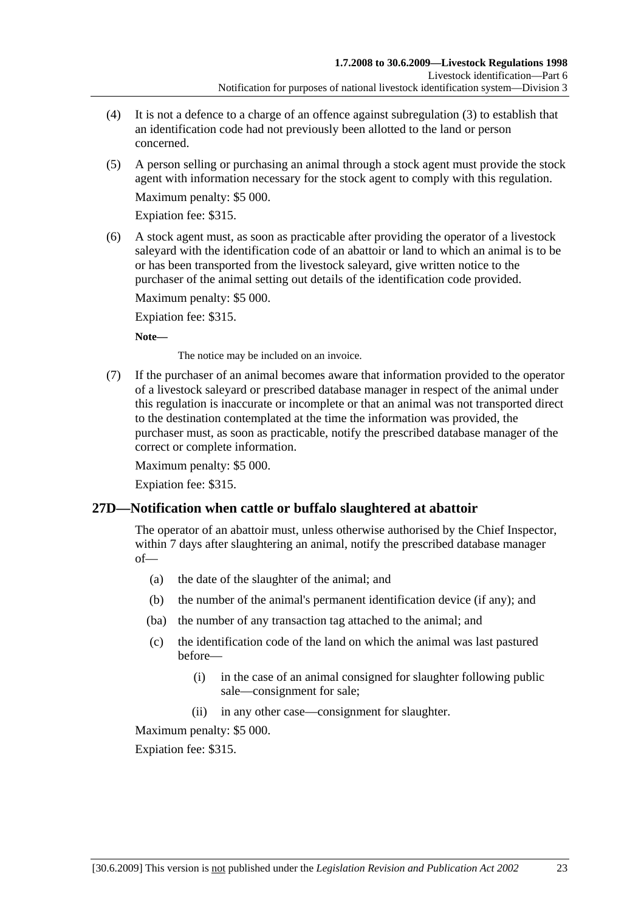(4) It is not a defence to a charge of an offence against subregulation (3) to establish that an identification code had not previously been allotted to the land or person concerned.

(5) A person selling or purchasing an animal through a stock agent must provide the stock agent with information necessary for the stock agent to comply with this regulation.

Maximum penalty: $5 000.

Expiation fee: $315.

(6) A stock agent must, as soon as practicable after providing the operator of a livestock saleyard with the identification code of an abattoir or land to which an animal is to be or has been transported from the livestock saleyard, give written notice to the purchaser of the animal setting out details of the identification code provided.

Maximum penalty: $5 000.

Expiation fee: $315.

**Note—**

The notice may be included on an invoice.

(7) If the purchaser of an animal becomes aware that information provided to the operator of a livestock saleyard or prescribed database manager in respect of the animal under this regulation is inaccurate or incomplete or that an animal was not transported direct to the destination contemplated at the time the information was provided, the purchaser must, as soon as practicable, notify the prescribed database manager of the correct or complete information.

Maximum penalty: $5 000.

Expiation fee: $315.

## 27D—Notification when cattle or buffalo slaughtered at abattoir

The operator of an abattoir must, unless otherwise authorised by the Chief Inspector, within 7 days after slaughtering an animal, notify the prescribed database manager of—

(a) the date of the slaughter of the animal; and

(b) the number of the animal's permanent identification device (if any); and

(ba) the number of any transaction tag attached to the animal; and

(c) the identification code of the land on which the animal was last pastured before—

(i) in the case of an animal consigned for slaughter following public sale—consignment for sale;

(ii) in any other case—consignment for slaughter.

Maximum penalty: $5 000.

Expiation fee: $315.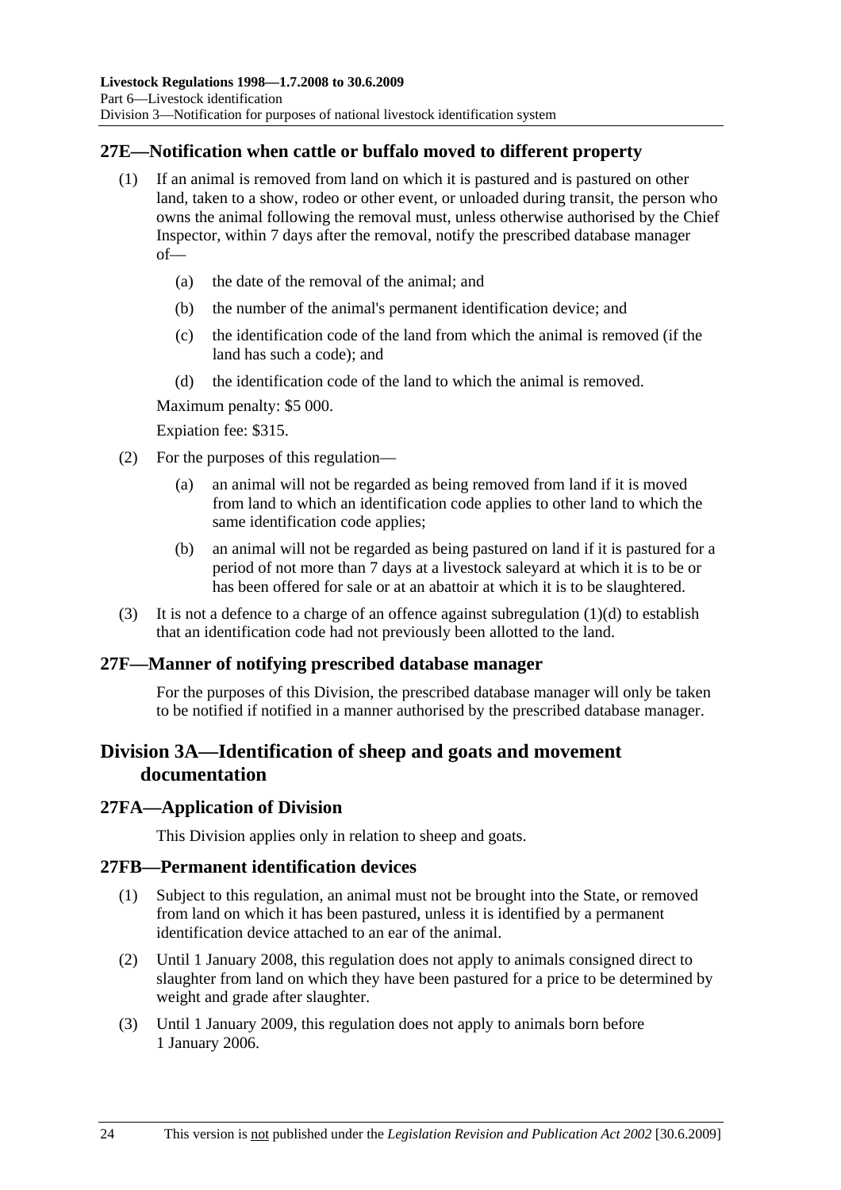## 27E—Notification when cattle or buffalo moved to different property

(1) If an animal is removed from land on which it is pastured and is pastured on other land, taken to a show, rodeo or other event, or unloaded during transit, the person who owns the animal following the removal must, unless otherwise authorised by the Chief Inspector, within 7 days after the removal, notify the prescribed database manager of—

(a) the date of the removal of the animal; and

(b) the number of the animal's permanent identification device; and

(c) the identification code of the land from which the animal is removed (if the land has such a code); and

(d) the identification code of the land to which the animal is removed.

Maximum penalty: $5 000.

Expiation fee: $315.

(2) For the purposes of this regulation—

(a) an animal will not be regarded as being removed from land if it is moved from land to which an identification code applies to other land to which the same identification code applies;

(b) an animal will not be regarded as being pastured on land if it is pastured for a period of not more than 7 days at a livestock saleyard at which it is to be or has been offered for sale or at an abattoir at which it is to be slaughtered.

(3) It is not a defence to a charge of an offence against subregulation (1)(d) to establish that an identification code had not previously been allotted to the land.

## 27F—Manner of notifying prescribed database manager

For the purposes of this Division, the prescribed database manager will only be taken to be notified if notified in a manner authorised by the prescribed database manager.

# Division 3A—Identification of sheep and goats and movement documentation

## 27FA—Application of Division

This Division applies only in relation to sheep and goats.

## 27FB—Permanent identification devices

(1) Subject to this regulation, an animal must not be brought into the State, or removed from land on which it has been pastured, unless it is identified by a permanent identification device attached to an ear of the animal.

(2) Until 1 January 2008, this regulation does not apply to animals consigned direct to slaughter from land on which they have been pastured for a price to be determined by weight and grade after slaughter.

(3) Until 1 January 2009, this regulation does not apply to animals born before 1 January 2006.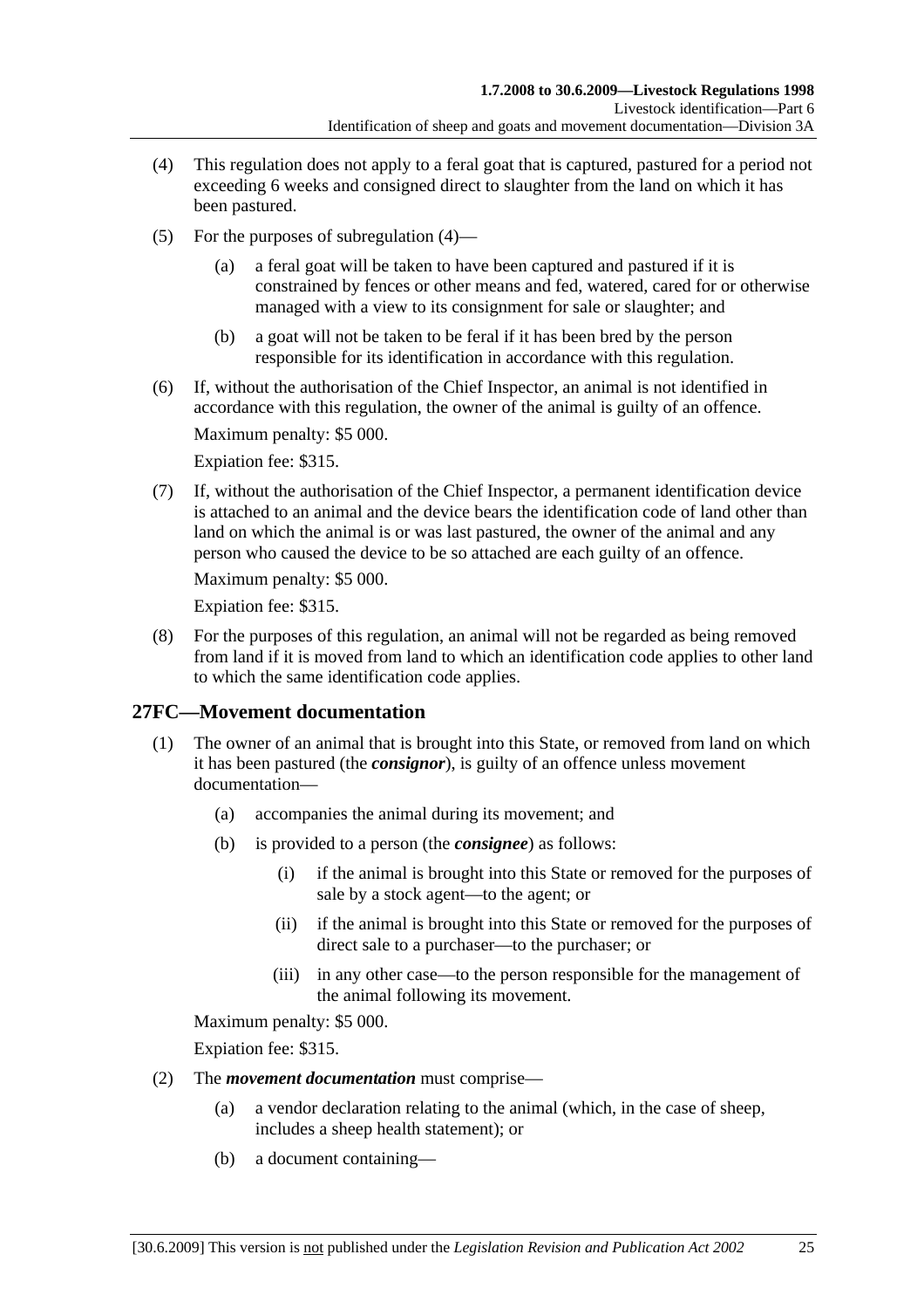(4) This regulation does not apply to a feral goat that is captured, pastured for a period not exceeding 6 weeks and consigned direct to slaughter from the land on which it has been pastured.

(5) For the purposes of subregulation (4)—

(a) a feral goat will be taken to have been captured and pastured if it is constrained by fences or other means and fed, watered, cared for or otherwise managed with a view to its consignment for sale or slaughter; and

(b) a goat will not be taken to be feral if it has been bred by the person responsible for its identification in accordance with this regulation.

(6) If, without the authorisation of the Chief Inspector, an animal is not identified in accordance with this regulation, the owner of the animal is guilty of an offence.

Maximum penalty: $5 000.

Expiation fee: $315.

(7) If, without the authorisation of the Chief Inspector, a permanent identification device is attached to an animal and the device bears the identification code of land other than land on which the animal is or was last pastured, the owner of the animal and any person who caused the device to be so attached are each guilty of an offence.

Maximum penalty: $5 000.

Expiation fee: $315.

(8) For the purposes of this regulation, an animal will not be regarded as being removed from land if it is moved from land to which an identification code applies to other land to which the same identification code applies.

## 27FC—Movement documentation

(1) The owner of an animal that is brought into this State, or removed from land on which it has been pastured (the ***consignor***), is guilty of an offence unless movement documentation—

(a) accompanies the animal during its movement; and

(b) is provided to a person (the ***consignee***) as follows:

(i) if the animal is brought into this State or removed for the purposes of sale by a stock agent—to the agent; or

(ii) if the animal is brought into this State or removed for the purposes of direct sale to a purchaser—to the purchaser; or

(iii) in any other case—to the person responsible for the management of the animal following its movement.

Maximum penalty: $5 000.

Expiation fee: $315.

(2) The ***movement documentation*** must comprise—

(a) a vendor declaration relating to the animal (which, in the case of sheep, includes a sheep health statement); or

(b) a document containing—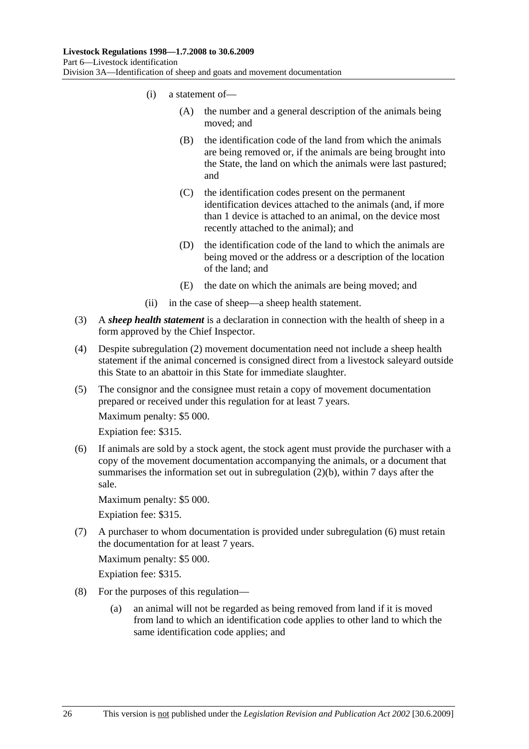- (i) a statement of—
  - (A) the number and a general description of the animals being moved; and
  - (B) the identification code of the land from which the animals are being removed or, if the animals are being brought into the State, the land on which the animals were last pastured; and
  - (C) the identification codes present on the permanent identification devices attached to the animals (and, if more than 1 device is attached to an animal, on the device most recently attached to the animal); and
  - (D) the identification code of the land to which the animals are being moved or the address or a description of the location of the land; and
  - (E) the date on which the animals are being moved; and
- (ii) in the case of sheep—a sheep health statement.

(3) A ***sheep health statement*** is a declaration in connection with the health of sheep in a form approved by the Chief Inspector.

(4) Despite subregulation (2) movement documentation need not include a sheep health statement if the animal concerned is consigned direct from a livestock saleyard outside this State to an abattoir in this State for immediate slaughter.

(5) The consignor and the consignee must retain a copy of movement documentation prepared or received under this regulation for at least 7 years.

Maximum penalty: $5 000.

Expiation fee: $315.

(6) If animals are sold by a stock agent, the stock agent must provide the purchaser with a copy of the movement documentation accompanying the animals, or a document that summarises the information set out in subregulation (2)(b), within 7 days after the sale.

Maximum penalty: $5 000.

Expiation fee: $315.

(7) A purchaser to whom documentation is provided under subregulation (6) must retain the documentation for at least 7 years.

Maximum penalty: $5 000.

Expiation fee: $315.

(8) For the purposes of this regulation—

- (a) an animal will not be regarded as being removed from land if it is moved from land to which an identification code applies to other land to which the same identification code applies; and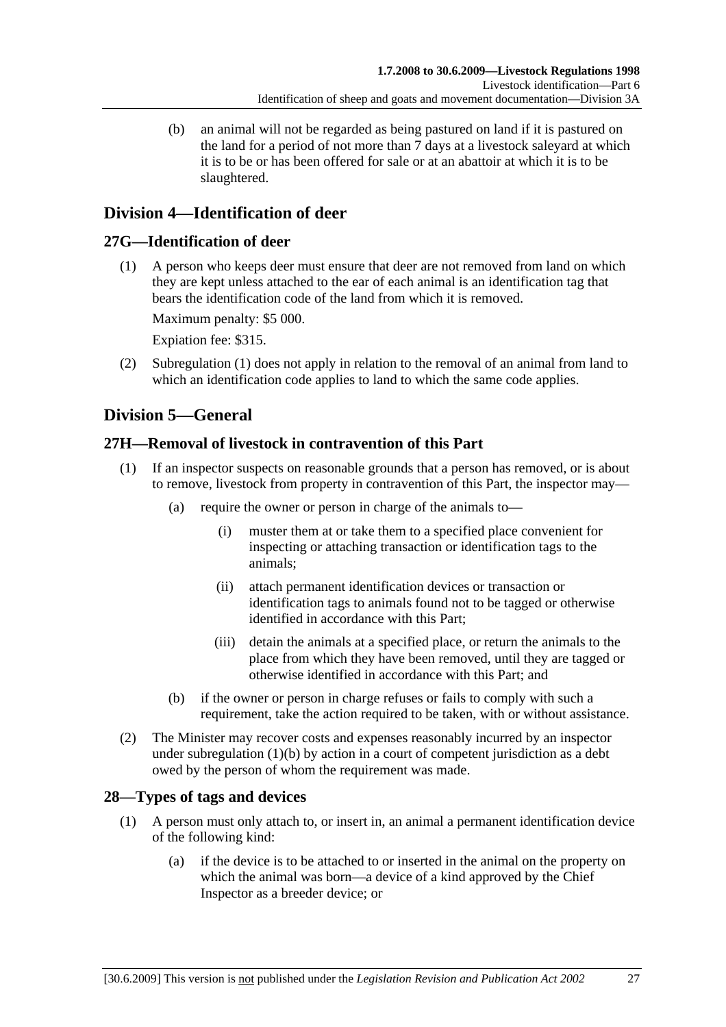(b) an animal will not be regarded as being pastured on land if it is pastured on the land for a period of not more than 7 days at a livestock saleyard at which it is to be or has been offered for sale or at an abattoir at which it is to be slaughtered.

## Division 4—Identification of deer

### 27G—Identification of deer

(1) A person who keeps deer must ensure that deer are not removed from land on which they are kept unless attached to the ear of each animal is an identification tag that bears the identification code of the land from which it is removed.

Maximum penalty: $5 000.

Expiation fee: $315.

(2) Subregulation (1) does not apply in relation to the removal of an animal from land to which an identification code applies to land to which the same code applies.

## Division 5—General

### 27H—Removal of livestock in contravention of this Part

(1) If an inspector suspects on reasonable grounds that a person has removed, or is about to remove, livestock from property in contravention of this Part, the inspector may—

(a) require the owner or person in charge of the animals to—

(i) muster them at or take them to a specified place convenient for inspecting or attaching transaction or identification tags to the animals;

(ii) attach permanent identification devices or transaction or identification tags to animals found not to be tagged or otherwise identified in accordance with this Part;

(iii) detain the animals at a specified place, or return the animals to the place from which they have been removed, until they are tagged or otherwise identified in accordance with this Part; and

(b) if the owner or person in charge refuses or fails to comply with such a requirement, take the action required to be taken, with or without assistance.

(2) The Minister may recover costs and expenses reasonably incurred by an inspector under subregulation (1)(b) by action in a court of competent jurisdiction as a debt owed by the person of whom the requirement was made.

### 28—Types of tags and devices

(1) A person must only attach to, or insert in, an animal a permanent identification device of the following kind:

(a) if the device is to be attached to or inserted in the animal on the property on which the animal was born—a device of a kind approved by the Chief Inspector as a breeder device; or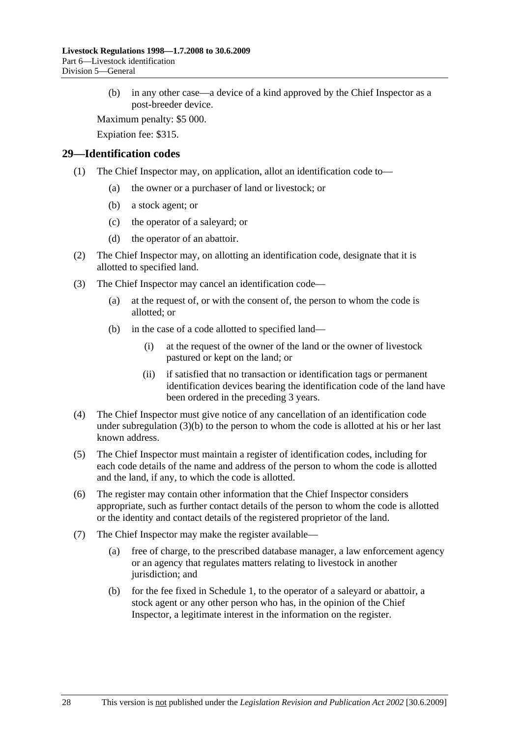(b) in any other case—a device of a kind approved by the Chief Inspector as a post-breeder device.

Maximum penalty: $5 000.

Expiation fee: $315.

## 29—Identification codes

(1) The Chief Inspector may, on application, allot an identification code to—

(a) the owner or a purchaser of land or livestock; or

(b) a stock agent; or

(c) the operator of a saleyard; or

(d) the operator of an abattoir.

(2) The Chief Inspector may, on allotting an identification code, designate that it is allotted to specified land.

(3) The Chief Inspector may cancel an identification code—

(a) at the request of, or with the consent of, the person to whom the code is allotted; or

(b) in the case of a code allotted to specified land—

(i) at the request of the owner of the land or the owner of livestock pastured or kept on the land; or

(ii) if satisfied that no transaction or identification tags or permanent identification devices bearing the identification code of the land have been ordered in the preceding 3 years.

(4) The Chief Inspector must give notice of any cancellation of an identification code under subregulation (3)(b) to the person to whom the code is allotted at his or her last known address.

(5) The Chief Inspector must maintain a register of identification codes, including for each code details of the name and address of the person to whom the code is allotted and the land, if any, to which the code is allotted.

(6) The register may contain other information that the Chief Inspector considers appropriate, such as further contact details of the person to whom the code is allotted or the identity and contact details of the registered proprietor of the land.

(7) The Chief Inspector may make the register available—

(a) free of charge, to the prescribed database manager, a law enforcement agency or an agency that regulates matters relating to livestock in another jurisdiction; and

(b) for the fee fixed in Schedule 1, to the operator of a saleyard or abattoir, a stock agent or any other person who has, in the opinion of the Chief Inspector, a legitimate interest in the information on the register.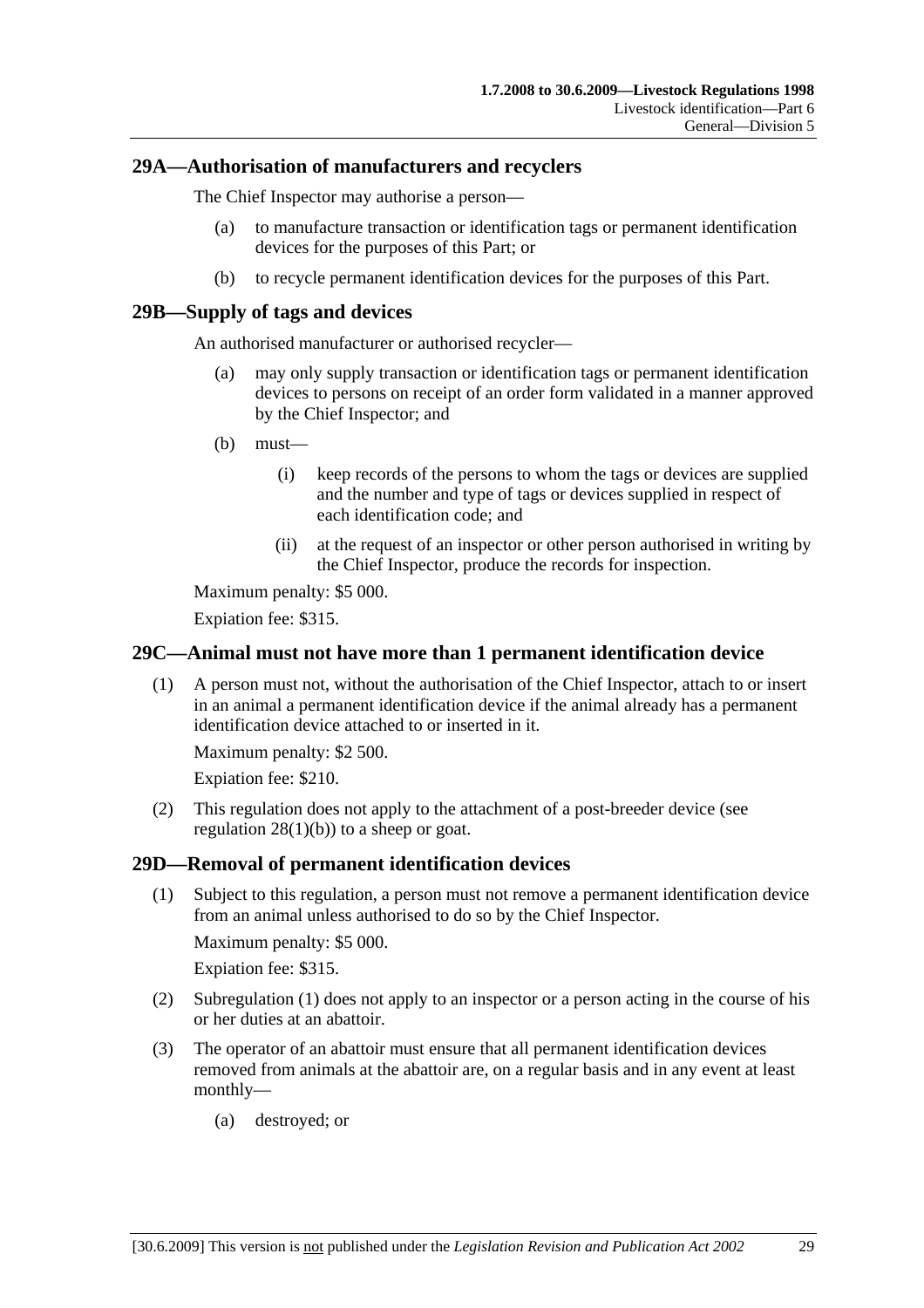## 29A—Authorisation of manufacturers and recyclers

The Chief Inspector may authorise a person—

(a) to manufacture transaction or identification tags or permanent identification devices for the purposes of this Part; or

(b) to recycle permanent identification devices for the purposes of this Part.

## 29B—Supply of tags and devices

An authorised manufacturer or authorised recycler—

(a) may only supply transaction or identification tags or permanent identification devices to persons on receipt of an order form validated in a manner approved by the Chief Inspector; and

(b) must—

  (i) keep records of the persons to whom the tags or devices are supplied and the number and type of tags or devices supplied in respect of each identification code; and

  (ii) at the request of an inspector or other person authorised in writing by the Chief Inspector, produce the records for inspection.

Maximum penalty: $5 000.

Expiation fee: $315.

## 29C—Animal must not have more than 1 permanent identification device

(1) A person must not, without the authorisation of the Chief Inspector, attach to or insert in an animal a permanent identification device if the animal already has a permanent identification device attached to or inserted in it.

Maximum penalty: $2 500.

Expiation fee: $210.

(2) This regulation does not apply to the attachment of a post-breeder device (see regulation 28(1)(b)) to a sheep or goat.

## 29D—Removal of permanent identification devices

(1) Subject to this regulation, a person must not remove a permanent identification device from an animal unless authorised to do so by the Chief Inspector.

Maximum penalty: $5 000.

Expiation fee: $315.

(2) Subregulation (1) does not apply to an inspector or a person acting in the course of his or her duties at an abattoir.

(3) The operator of an abattoir must ensure that all permanent identification devices removed from animals at the abattoir are, on a regular basis and in any event at least monthly—

  (a) destroyed; or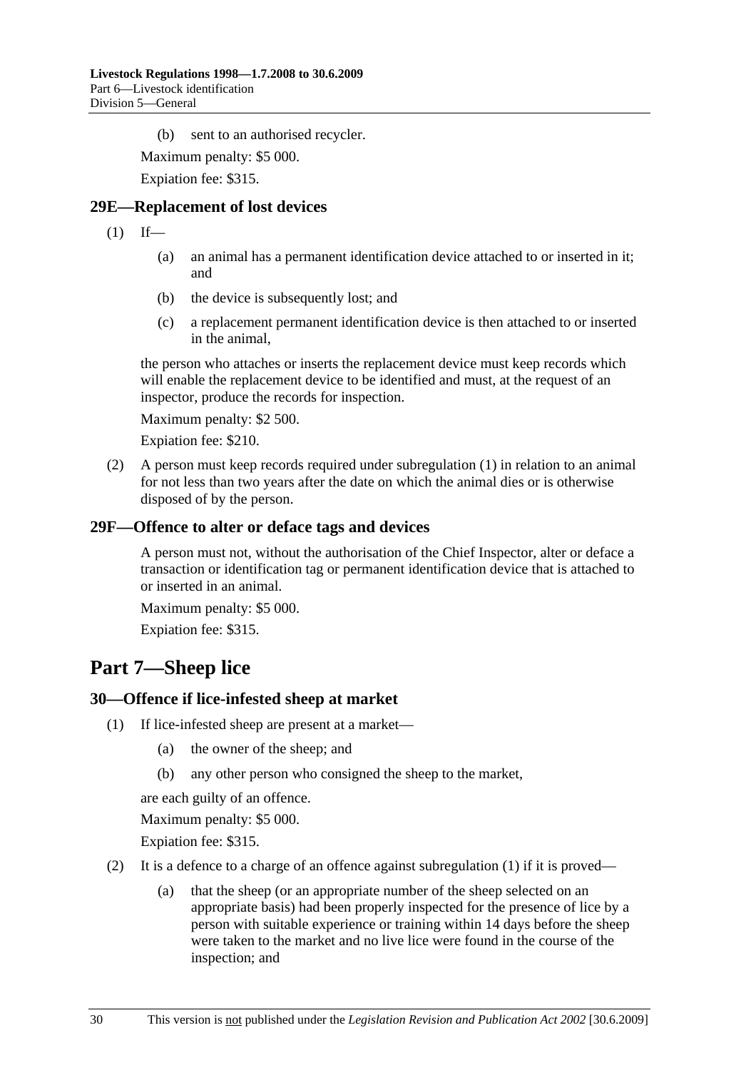(b) sent to an authorised recycler.

Maximum penalty: $5 000.

Expiation fee: $315.

### 29E—Replacement of lost devices

(1) If—

(a) an animal has a permanent identification device attached to or inserted in it; and

(b) the device is subsequently lost; and

(c) a replacement permanent identification device is then attached to or inserted in the animal,

the person who attaches or inserts the replacement device must keep records which will enable the replacement device to be identified and must, at the request of an inspector, produce the records for inspection.

Maximum penalty: $2 500.

Expiation fee: $210.

(2) A person must keep records required under subregulation (1) in relation to an animal for not less than two years after the date on which the animal dies or is otherwise disposed of by the person.

### 29F—Offence to alter or deface tags and devices

A person must not, without the authorisation of the Chief Inspector, alter or deface a transaction or identification tag or permanent identification device that is attached to or inserted in an animal.

Maximum penalty: $5 000.

Expiation fee: $315.

## Part 7—Sheep lice

### 30—Offence if lice-infested sheep at market

(1) If lice-infested sheep are present at a market—

(a) the owner of the sheep; and

(b) any other person who consigned the sheep to the market,

are each guilty of an offence.

Maximum penalty: $5 000.

Expiation fee: $315.

(2) It is a defence to a charge of an offence against subregulation (1) if it is proved—

(a) that the sheep (or an appropriate number of the sheep selected on an appropriate basis) had been properly inspected for the presence of lice by a person with suitable experience or training within 14 days before the sheep were taken to the market and no live lice were found in the course of the inspection; and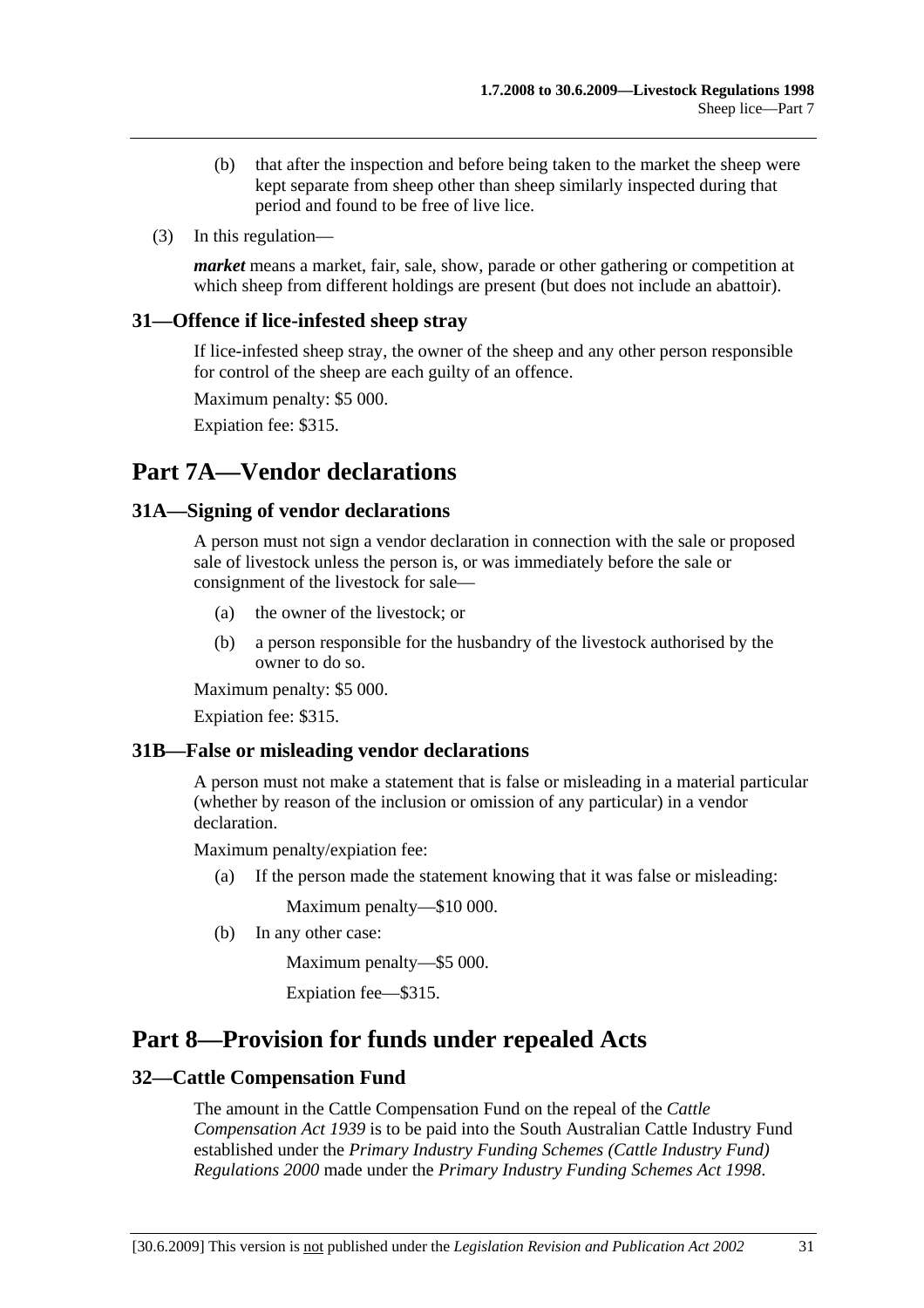(b) that after the inspection and before being taken to the market the sheep were kept separate from sheep other than sheep similarly inspected during that period and found to be free of live lice.

(3) In this regulation—

***market*** means a market, fair, sale, show, parade or other gathering or competition at which sheep from different holdings are present (but does not include an abattoir).

### 31—Offence if lice-infested sheep stray

If lice-infested sheep stray, the owner of the sheep and any other person responsible for control of the sheep are each guilty of an offence.

Maximum penalty: $5 000.

Expiation fee: $315.

## Part 7A—Vendor declarations

### 31A—Signing of vendor declarations

A person must not sign a vendor declaration in connection with the sale or proposed sale of livestock unless the person is, or was immediately before the sale or consignment of the livestock for sale—

(a) the owner of the livestock; or

(b) a person responsible for the husbandry of the livestock authorised by the owner to do so.

Maximum penalty: $5 000.

Expiation fee: $315.

### 31B—False or misleading vendor declarations

A person must not make a statement that is false or misleading in a material particular (whether by reason of the inclusion or omission of any particular) in a vendor declaration.

Maximum penalty/expiation fee:

(a) If the person made the statement knowing that it was false or misleading:

Maximum penalty—$10 000.

(b) In any other case:

Maximum penalty—$5 000.

Expiation fee—$315.

## Part 8—Provision for funds under repealed Acts

### 32—Cattle Compensation Fund

The amount in the Cattle Compensation Fund on the repeal of the *Cattle Compensation Act 1939* is to be paid into the South Australian Cattle Industry Fund established under the *Primary Industry Funding Schemes (Cattle Industry Fund) Regulations 2000* made under the *Primary Industry Funding Schemes Act 1998*.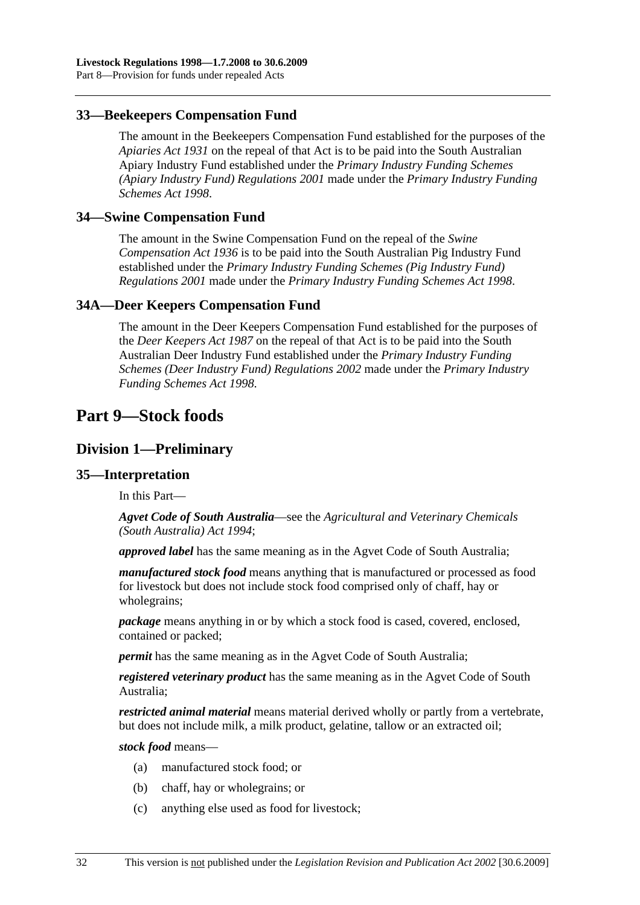### 33—Beekeepers Compensation Fund

The amount in the Beekeepers Compensation Fund established for the purposes of the *Apiaries Act 1931* on the repeal of that Act is to be paid into the South Australian Apiary Industry Fund established under the *Primary Industry Funding Schemes (Apiary Industry Fund) Regulations 2001* made under the *Primary Industry Funding Schemes Act 1998*.

### 34—Swine Compensation Fund

The amount in the Swine Compensation Fund on the repeal of the *Swine Compensation Act 1936* is to be paid into the South Australian Pig Industry Fund established under the *Primary Industry Funding Schemes (Pig Industry Fund) Regulations 2001* made under the *Primary Industry Funding Schemes Act 1998*.

### 34A—Deer Keepers Compensation Fund

The amount in the Deer Keepers Compensation Fund established for the purposes of the *Deer Keepers Act 1987* on the repeal of that Act is to be paid into the South Australian Deer Industry Fund established under the *Primary Industry Funding Schemes (Deer Industry Fund) Regulations 2002* made under the *Primary Industry Funding Schemes Act 1998*.

# Part 9—Stock foods

## Division 1—Preliminary

### 35—Interpretation

In this Part—

***Agvet Code of South Australia***—see the *Agricultural and Veterinary Chemicals (South Australia) Act 1994*;

***approved label*** has the same meaning as in the Agvet Code of South Australia;

***manufactured stock food*** means anything that is manufactured or processed as food for livestock but does not include stock food comprised only of chaff, hay or wholegrains;

***package*** means anything in or by which a stock food is cased, covered, enclosed, contained or packed;

***permit*** has the same meaning as in the Agvet Code of South Australia;

***registered veterinary product*** has the same meaning as in the Agvet Code of South Australia;

***restricted animal material*** means material derived wholly or partly from a vertebrate, but does not include milk, a milk product, gelatine, tallow or an extracted oil;

***stock food*** means—

(a) manufactured stock food; or

(b) chaff, hay or wholegrains; or

(c) anything else used as food for livestock;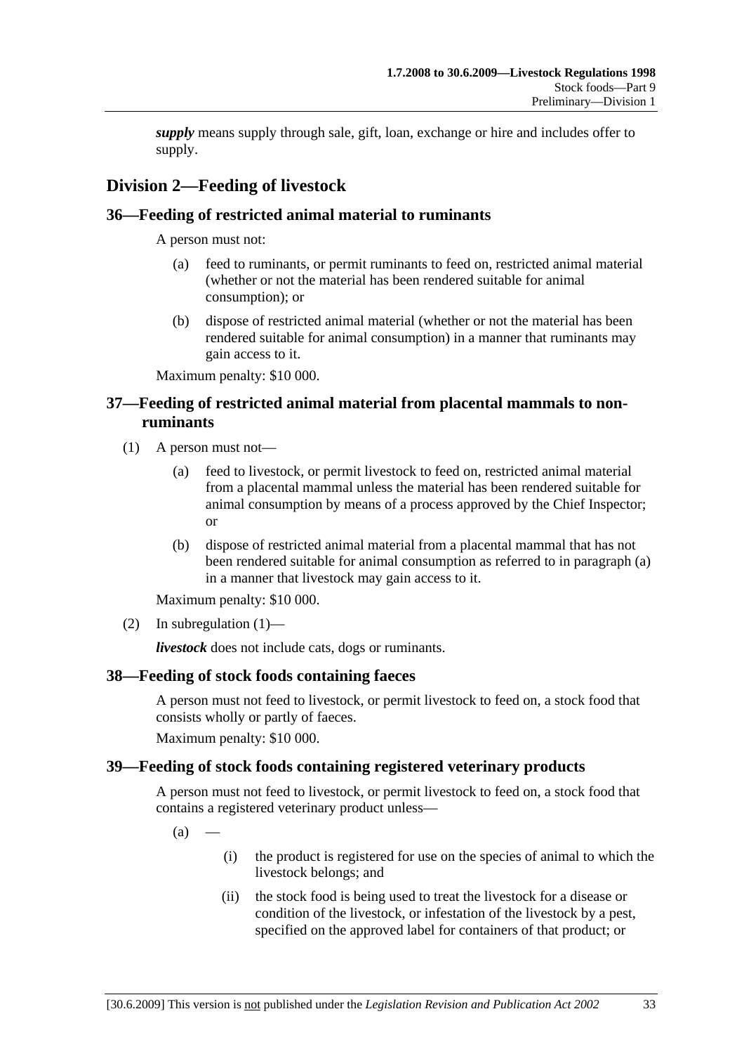***supply*** means supply through sale, gift, loan, exchange or hire and includes offer to supply.

## Division 2—Feeding of livestock

### 36—Feeding of restricted animal material to ruminants

A person must not:

(a) feed to ruminants, or permit ruminants to feed on, restricted animal material (whether or not the material has been rendered suitable for animal consumption); or

(b) dispose of restricted animal material (whether or not the material has been rendered suitable for animal consumption) in a manner that ruminants may gain access to it.

Maximum penalty: $10 000.

### 37—Feeding of restricted animal material from placental mammals to non-ruminants

(1) A person must not—

(a) feed to livestock, or permit livestock to feed on, restricted animal material from a placental mammal unless the material has been rendered suitable for animal consumption by means of a process approved by the Chief Inspector; or

(b) dispose of restricted animal material from a placental mammal that has not been rendered suitable for animal consumption as referred to in paragraph (a) in a manner that livestock may gain access to it.

Maximum penalty: $10 000.

(2) In subregulation (1)—

***livestock*** does not include cats, dogs or ruminants.

### 38—Feeding of stock foods containing faeces

A person must not feed to livestock, or permit livestock to feed on, a stock food that consists wholly or partly of faeces.

Maximum penalty: $10 000.

### 39—Feeding of stock foods containing registered veterinary products

A person must not feed to livestock, or permit livestock to feed on, a stock food that contains a registered veterinary product unless—

(a) —

(i) the product is registered for use on the species of animal to which the livestock belongs; and

(ii) the stock food is being used to treat the livestock for a disease or condition of the livestock, or infestation of the livestock by a pest, specified on the approved label for containers of that product; or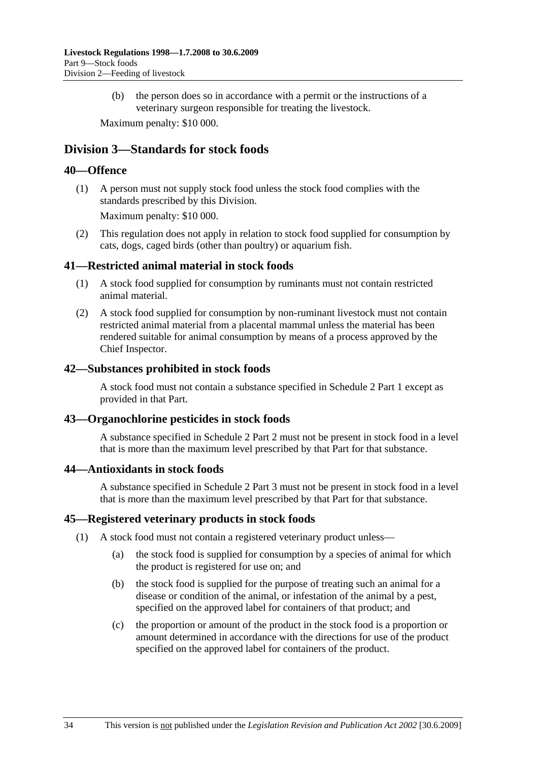(b) the person does so in accordance with a permit or the instructions of a veterinary surgeon responsible for treating the livestock.

Maximum penalty: $10 000.

## Division 3—Standards for stock foods

### 40—Offence

(1) A person must not supply stock food unless the stock food complies with the standards prescribed by this Division.

Maximum penalty: $10 000.

(2) This regulation does not apply in relation to stock food supplied for consumption by cats, dogs, caged birds (other than poultry) or aquarium fish.

### 41—Restricted animal material in stock foods

(1) A stock food supplied for consumption by ruminants must not contain restricted animal material.

(2) A stock food supplied for consumption by non-ruminant livestock must not contain restricted animal material from a placental mammal unless the material has been rendered suitable for animal consumption by means of a process approved by the Chief Inspector.

### 42—Substances prohibited in stock foods

A stock food must not contain a substance specified in Schedule 2 Part 1 except as provided in that Part.

### 43—Organochlorine pesticides in stock foods

A substance specified in Schedule 2 Part 2 must not be present in stock food in a level that is more than the maximum level prescribed by that Part for that substance.

### 44—Antioxidants in stock foods

A substance specified in Schedule 2 Part 3 must not be present in stock food in a level that is more than the maximum level prescribed by that Part for that substance.

### 45—Registered veterinary products in stock foods

(1) A stock food must not contain a registered veterinary product unless—

(a) the stock food is supplied for consumption by a species of animal for which the product is registered for use on; and

(b) the stock food is supplied for the purpose of treating such an animal for a disease or condition of the animal, or infestation of the animal by a pest, specified on the approved label for containers of that product; and

(c) the proportion or amount of the product in the stock food is a proportion or amount determined in accordance with the directions for use of the product specified on the approved label for containers of the product.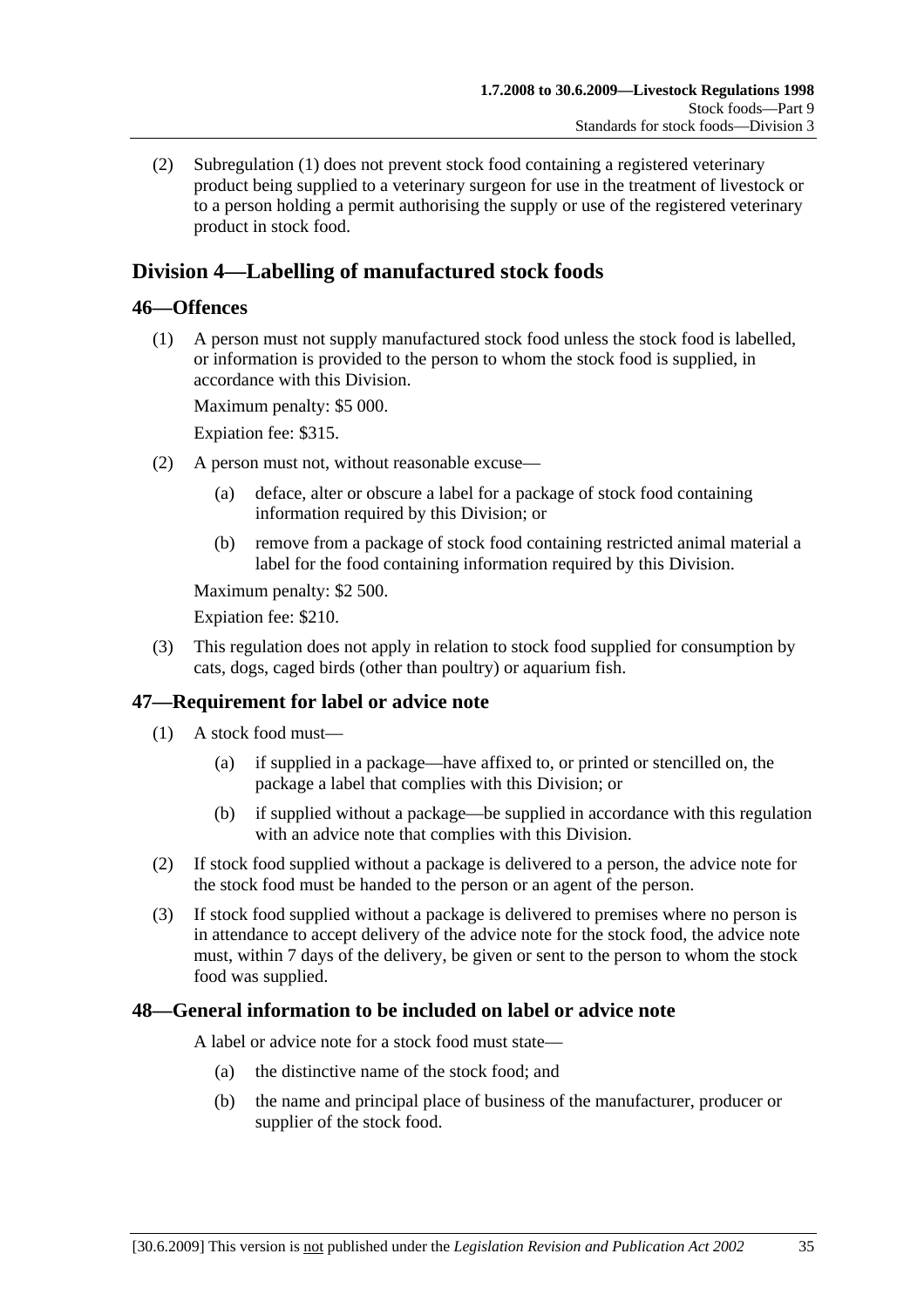(2) Subregulation (1) does not prevent stock food containing a registered veterinary product being supplied to a veterinary surgeon for use in the treatment of livestock or to a person holding a permit authorising the supply or use of the registered veterinary product in stock food.

## Division 4—Labelling of manufactured stock foods

### 46—Offences

(1) A person must not supply manufactured stock food unless the stock food is labelled, or information is provided to the person to whom the stock food is supplied, in accordance with this Division.

Maximum penalty: $5 000.

Expiation fee: $315.

(2) A person must not, without reasonable excuse—

(a) deface, alter or obscure a label for a package of stock food containing information required by this Division; or

(b) remove from a package of stock food containing restricted animal material a label for the food containing information required by this Division.

Maximum penalty: $2 500.

Expiation fee: $210.

(3) This regulation does not apply in relation to stock food supplied for consumption by cats, dogs, caged birds (other than poultry) or aquarium fish.

### 47—Requirement for label or advice note

(1) A stock food must—

(a) if supplied in a package—have affixed to, or printed or stencilled on, the package a label that complies with this Division; or

(b) if supplied without a package—be supplied in accordance with this regulation with an advice note that complies with this Division.

(2) If stock food supplied without a package is delivered to a person, the advice note for the stock food must be handed to the person or an agent of the person.

(3) If stock food supplied without a package is delivered to premises where no person is in attendance to accept delivery of the advice note for the stock food, the advice note must, within 7 days of the delivery, be given or sent to the person to whom the stock food was supplied.

### 48—General information to be included on label or advice note

A label or advice note for a stock food must state—

(a) the distinctive name of the stock food; and

(b) the name and principal place of business of the manufacturer, producer or supplier of the stock food.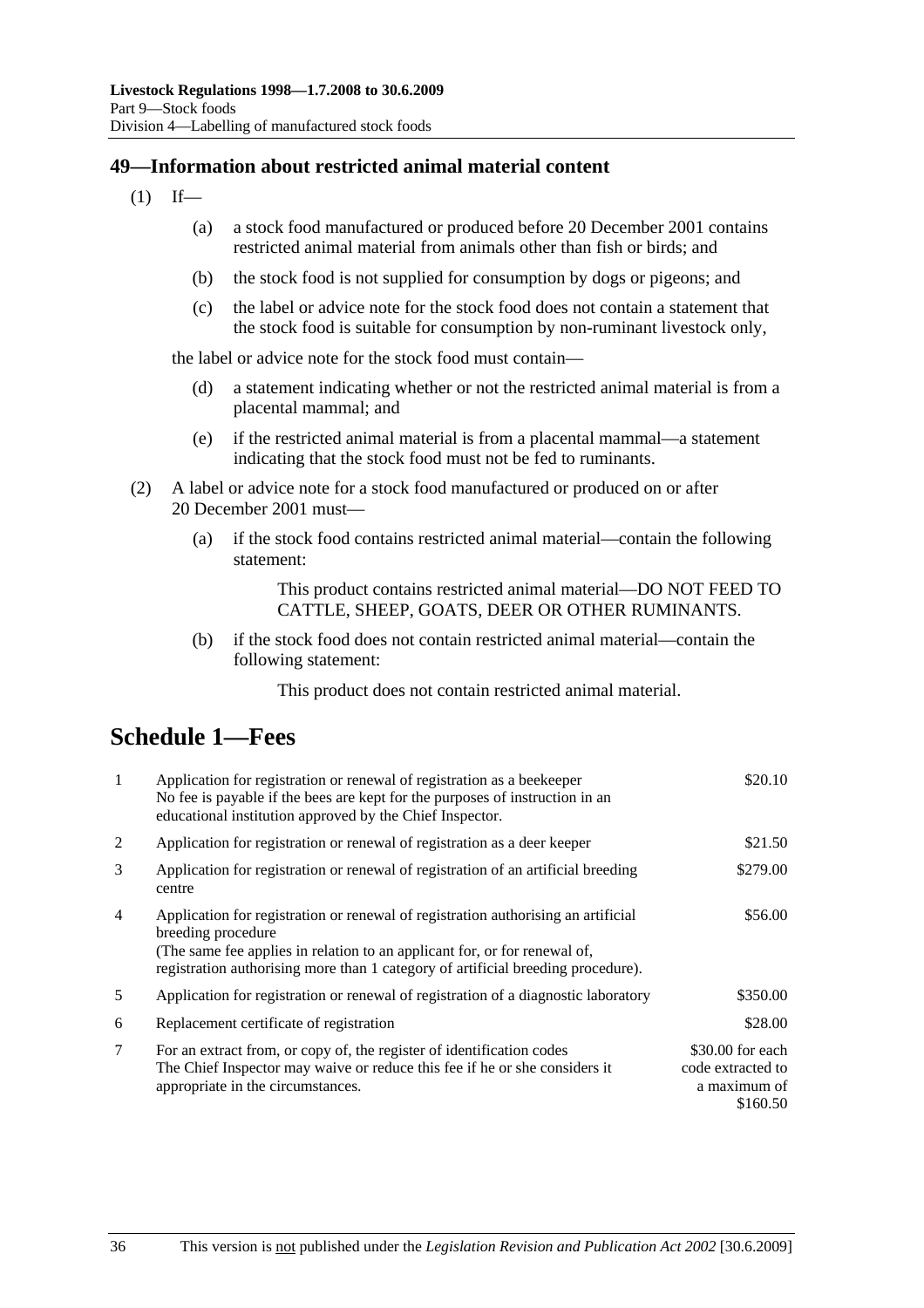## 49—Information about restricted animal material content

(1) If—

(a) a stock food manufactured or produced before 20 December 2001 contains restricted animal material from animals other than fish or birds; and

(b) the stock food is not supplied for consumption by dogs or pigeons; and

(c) the label or advice note for the stock food does not contain a statement that the stock food is suitable for consumption by non-ruminant livestock only,

the label or advice note for the stock food must contain—

(d) a statement indicating whether or not the restricted animal material is from a placental mammal; and

(e) if the restricted animal material is from a placental mammal—a statement indicating that the stock food must not be fed to ruminants.

(2) A label or advice note for a stock food manufactured or produced on or after 20 December 2001 must—

(a) if the stock food contains restricted animal material—contain the following statement:

> This product contains restricted animal material—DO NOT FEED TO CATTLE, SHEEP, GOATS, DEER OR OTHER RUMINANTS.

(b) if the stock food does not contain restricted animal material—contain the following statement:

> This product does not contain restricted animal material.

# Schedule 1—Fees

| | | |
|---|---|---|
| 1 | Application for registration or renewal of registration as a beekeeper<br>No fee is payable if the bees are kept for the purposes of instruction in an educational institution approved by the Chief Inspector. | $20.10 |
| 2 | Application for registration or renewal of registration as a deer keeper | $21.50 |
| 3 | Application for registration or renewal of registration of an artificial breeding centre | $279.00 |
| 4 | Application for registration or renewal of registration authorising an artificial breeding procedure<br>(The same fee applies in relation to an applicant for, or for renewal of, registration authorising more than 1 category of artificial breeding procedure). | $56.00 |
| 5 | Application for registration or renewal of registration of a diagnostic laboratory | $350.00 |
| 6 | Replacement certificate of registration | $28.00 |
| 7 | For an extract from, or copy of, the register of identification codes<br>The Chief Inspector may waive or reduce this fee if he or she considers it appropriate in the circumstances. | $30.00 for each code extracted to a maximum of $160.50 |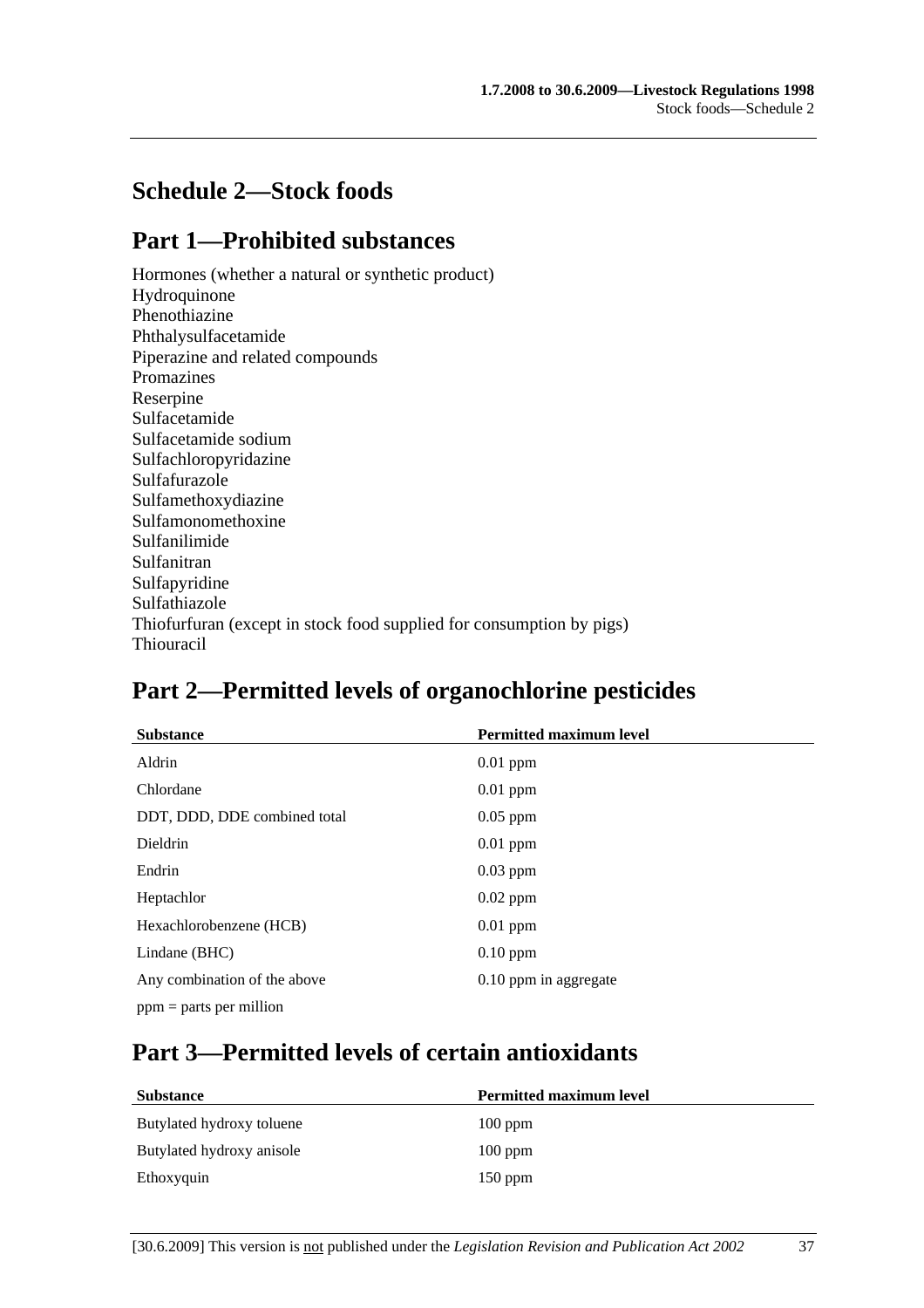# Schedule 2—Stock foods

## Part 1—Prohibited substances

Hormones (whether a natural or synthetic product)
Hydroquinone
Phenothiazine
Phthalysulfacetamide
Piperazine and related compounds
Promazines
Reserpine
Sulfacetamide
Sulfacetamide sodium
Sulfachloropyridazine
Sulfafurazole
Sulfamethoxydiazine
Sulfamonomethoxine
Sulfanilimide
Sulfanitran
Sulfapyridine
Sulfathiazole
Thiofurfuran (except in stock food supplied for consumption by pigs)
Thiouracil

## Part 2—Permitted levels of organochlorine pesticides

| Substance | Permitted maximum level |
|---|---|
| Aldrin | 0.01 ppm |
| Chlordane | 0.01 ppm |
| DDT, DDD, DDE combined total | 0.05 ppm |
| Dieldrin | 0.01 ppm |
| Endrin | 0.03 ppm |
| Heptachlor | 0.02 ppm |
| Hexachlorobenzene (HCB) | 0.01 ppm |
| Lindane (BHC) | 0.10 ppm |
| Any combination of the above | 0.10 ppm in aggregate |

ppm = parts per million

## Part 3—Permitted levels of certain antioxidants

| Substance | Permitted maximum level |
|---|---|
| Butylated hydroxy toluene | 100 ppm |
| Butylated hydroxy anisole | 100 ppm |
| Ethoxyquin | 150 ppm |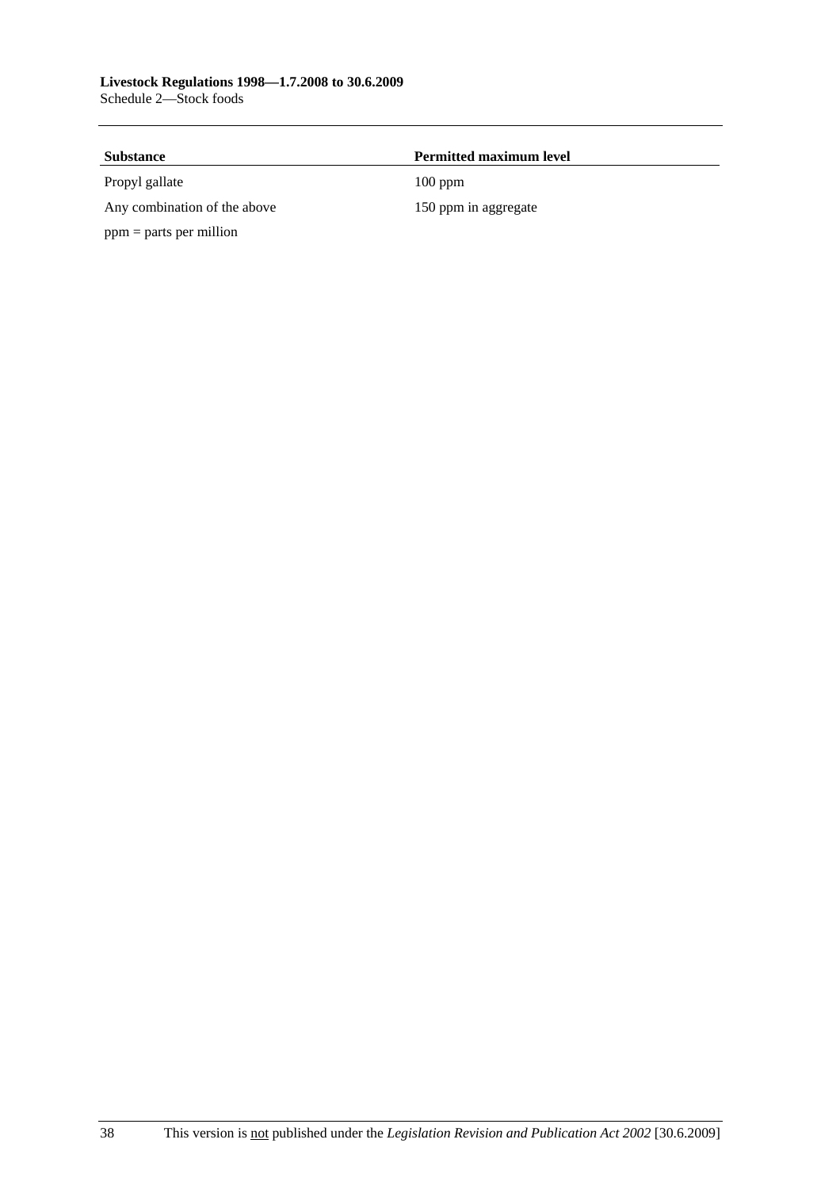| Substance | Permitted maximum level |
|---|---|
| Propyl gallate | 100 ppm |
| Any combination of the above | 150 ppm in aggregate |

ppm = parts per million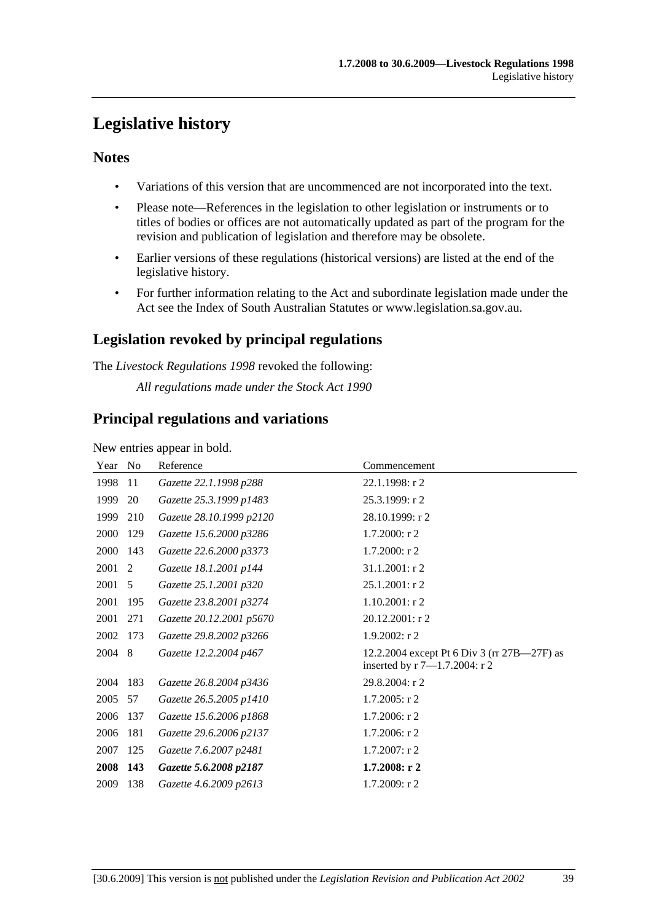# Legislative history

## Notes

- Variations of this version that are uncommenced are not incorporated into the text.
- Please note—References in the legislation to other legislation or instruments or to titles of bodies or offices are not automatically updated as part of the program for the revision and publication of legislation and therefore may be obsolete.
- Earlier versions of these regulations (historical versions) are listed at the end of the legislative history.
- For further information relating to the Act and subordinate legislation made under the Act see the Index of South Australian Statutes or www.legislation.sa.gov.au.

## Legislation revoked by principal regulations

The *Livestock Regulations 1998* revoked the following:

*All regulations made under the Stock Act 1990*

## Principal regulations and variations

New entries appear in bold.

| Year | No | Reference | Commencement |
|---|---|---|---|
| 1998 | 11 | *Gazette 22.1.1998 p288* | 22.1.1998: r 2 |
| 1999 | 20 | *Gazette 25.3.1999 p1483* | 25.3.1999: r 2 |
| 1999 | 210 | *Gazette 28.10.1999 p2120* | 28.10.1999: r 2 |
| 2000 | 129 | *Gazette 15.6.2000 p3286* | 1.7.2000: r 2 |
| 2000 | 143 | *Gazette 22.6.2000 p3373* | 1.7.2000: r 2 |
| 2001 | 2 | *Gazette 18.1.2001 p144* | 31.1.2001: r 2 |
| 2001 | 5 | *Gazette 25.1.2001 p320* | 25.1.2001: r 2 |
| 2001 | 195 | *Gazette 23.8.2001 p3274* | 1.10.2001: r 2 |
| 2001 | 271 | *Gazette 20.12.2001 p5670* | 20.12.2001: r 2 |
| 2002 | 173 | *Gazette 29.8.2002 p3266* | 1.9.2002: r 2 |
| 2004 | 8 | *Gazette 12.2.2004 p467* | 12.2.2004 except Pt 6 Div 3 (rr 27B—27F) as inserted by r 7—1.7.2004: r 2 |
| 2004 | 183 | *Gazette 26.8.2004 p3436* | 29.8.2004: r 2 |
| 2005 | 57 | *Gazette 26.5.2005 p1410* | 1.7.2005: r 2 |
| 2006 | 137 | *Gazette 15.6.2006 p1868* | 1.7.2006: r 2 |
| 2006 | 181 | *Gazette 29.6.2006 p2137* | 1.7.2006: r 2 |
| 2007 | 125 | *Gazette 7.6.2007 p2481* | 1.7.2007: r 2 |
| **2008** | **143** | ***Gazette 5.6.2008 p2187*** | **1.7.2008: r 2** |
| 2009 | 138 | *Gazette 4.6.2009 p2613* | 1.7.2009: r 2 |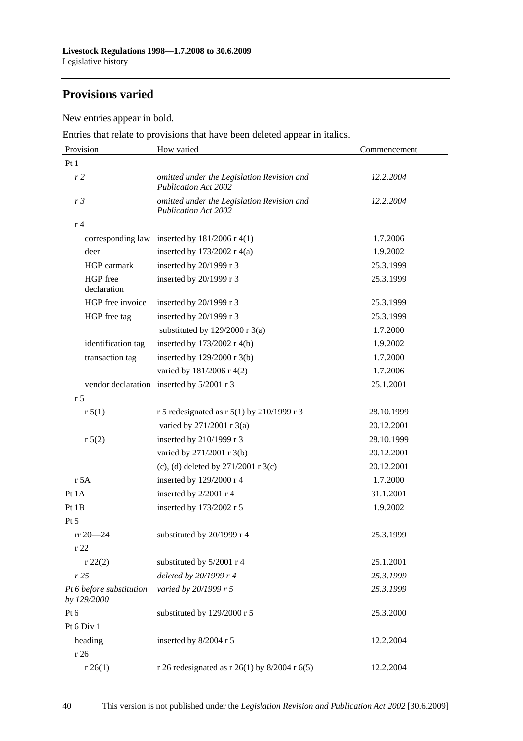## Provisions varied

New entries appear in bold.

Entries that relate to provisions that have been deleted appear in italics.

| Provision | How varied | Commencement |
|---|---|---|
| Pt 1 | | |
| *r 2* | *omitted under the Legislation Revision and Publication Act 2002* | *12.2.2004* |
| *r 3* | *omitted under the Legislation Revision and Publication Act 2002* | *12.2.2004* |
| r 4 | | |
| corresponding law | inserted by 181/2006 r 4(1) | 1.7.2006 |
| deer | inserted by 173/2002 r 4(a) | 1.9.2002 |
| HGP earmark | inserted by 20/1999 r 3 | 25.3.1999 |
| HGP free declaration | inserted by 20/1999 r 3 | 25.3.1999 |
| HGP free invoice | inserted by 20/1999 r 3 | 25.3.1999 |
| HGP free tag | inserted by 20/1999 r 3 | 25.3.1999 |
| | substituted by 129/2000 r 3(a) | 1.7.2000 |
| identification tag | inserted by 173/2002 r 4(b) | 1.9.2002 |
| transaction tag | inserted by 129/2000 r 3(b) | 1.7.2000 |
| | varied by 181/2006 r 4(2) | 1.7.2006 |
| vendor declaration | inserted by 5/2001 r 3 | 25.1.2001 |
| r 5 | | |
| r 5(1) | r 5 redesignated as r 5(1) by 210/1999 r 3 | 28.10.1999 |
| | varied by 271/2001 r 3(a) | 20.12.2001 |
| r 5(2) | inserted by 210/1999 r 3 | 28.10.1999 |
| | varied by 271/2001 r 3(b) | 20.12.2001 |
| | (c), (d) deleted by 271/2001 r 3(c) | 20.12.2001 |
| r 5A | inserted by 129/2000 r 4 | 1.7.2000 |
| Pt 1A | inserted by 2/2001 r 4 | 31.1.2001 |
| Pt 1B | inserted by 173/2002 r 5 | 1.9.2002 |
| Pt 5 | | |
| rr 20—24 | substituted by 20/1999 r 4 | 25.3.1999 |
| r 22 | | |
| r 22(2) | substituted by 5/2001 r 4 | 25.1.2001 |
| *r 25* | *deleted by 20/1999 r 4* | *25.3.1999* |
| *Pt 6 before substitution by 129/2000* | *varied by 20/1999 r 5* | *25.3.1999* |
| Pt 6 | substituted by 129/2000 r 5 | 25.3.2000 |
| Pt 6 Div 1 | | |
| heading | inserted by 8/2004 r 5 | 12.2.2004 |
| r 26 | | |
| r 26(1) | r 26 redesignated as r 26(1) by 8/2004 r 6(5) | 12.2.2004 |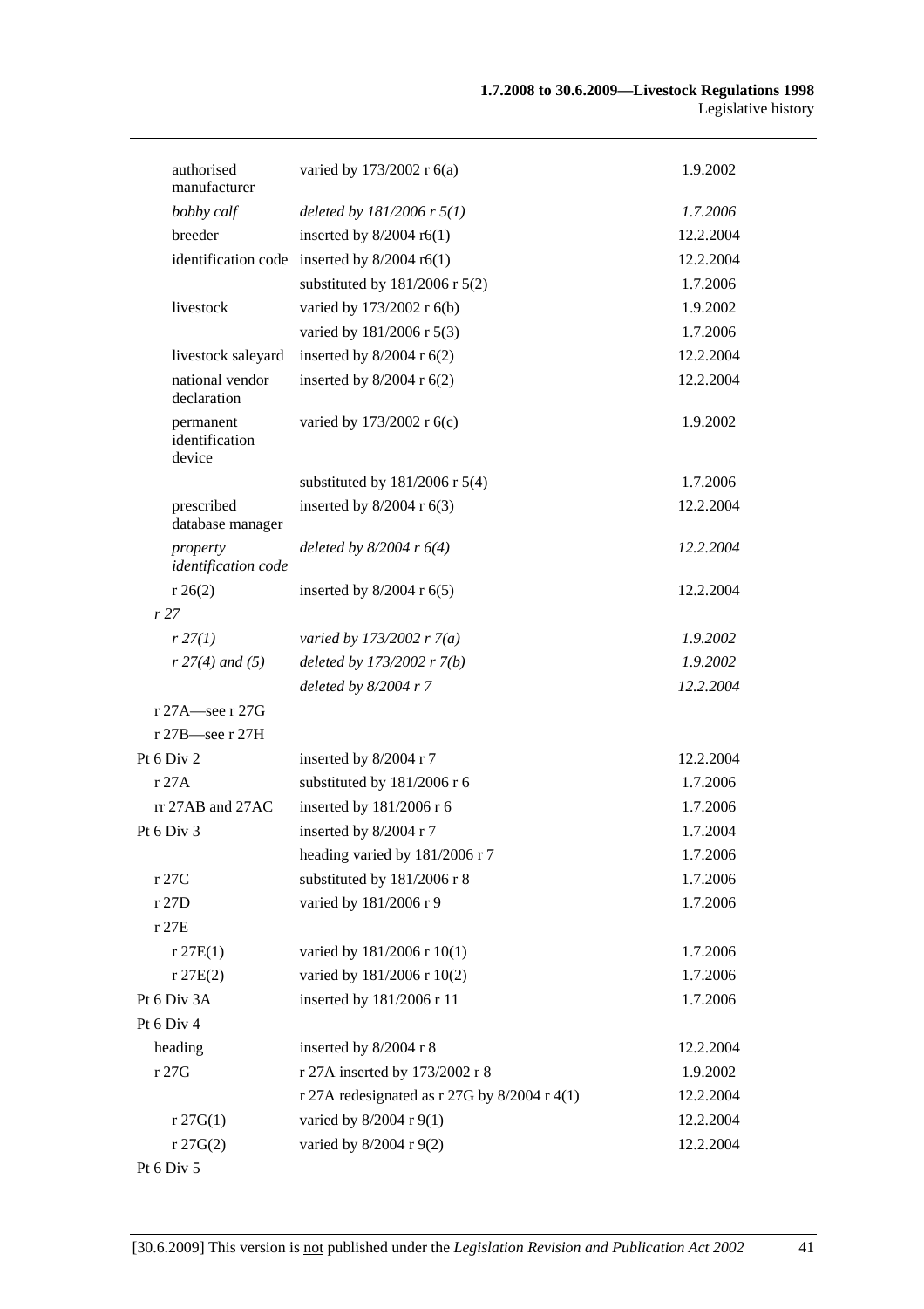| | | |
|---|---|---|
| authorised manufacturer | varied by 173/2002 r 6(a) | 1.9.2002 |
| *bobby calf* | *deleted by 181/2006 r 5(1)* | *1.7.2006* |
| breeder | inserted by 8/2004 r6(1) | 12.2.2004 |
| identification code | inserted by 8/2004 r6(1) | 12.2.2004 |
| | substituted by 181/2006 r 5(2) | 1.7.2006 |
| livestock | varied by 173/2002 r 6(b) | 1.9.2002 |
| | varied by 181/2006 r 5(3) | 1.7.2006 |
| livestock saleyard | inserted by 8/2004 r 6(2) | 12.2.2004 |
| national vendor declaration | inserted by 8/2004 r 6(2) | 12.2.2004 |
| permanent identification device | varied by 173/2002 r 6(c) | 1.9.2002 |
| | substituted by 181/2006 r 5(4) | 1.7.2006 |
| prescribed database manager | inserted by 8/2004 r 6(3) | 12.2.2004 |
| *property identification code* | *deleted by 8/2004 r 6(4)* | *12.2.2004* |
| r 26(2) | inserted by 8/2004 r 6(5) | 12.2.2004 |
| *r 27* | | |
| *r 27(1)* | *varied by 173/2002 r 7(a)* | *1.9.2002* |
| *r 27(4) and (5)* | *deleted by 173/2002 r 7(b)* | *1.9.2002* |
| | *deleted by 8/2004 r 7* | *12.2.2004* |
| r 27A—see r 27G | | |
| r 27B—see r 27H | | |
| Pt 6 Div 2 | inserted by 8/2004 r 7 | 12.2.2004 |
| r 27A | substituted by 181/2006 r 6 | 1.7.2006 |
| rr 27AB and 27AC | inserted by 181/2006 r 6 | 1.7.2006 |
| Pt 6 Div 3 | inserted by 8/2004 r 7 | 1.7.2004 |
| | heading varied by 181/2006 r 7 | 1.7.2006 |
| r 27C | substituted by 181/2006 r 8 | 1.7.2006 |
| r 27D | varied by 181/2006 r 9 | 1.7.2006 |
| r 27E | | |
| r 27E(1) | varied by 181/2006 r 10(1) | 1.7.2006 |
| r 27E(2) | varied by 181/2006 r 10(2) | 1.7.2006 |
| Pt 6 Div 3A | inserted by 181/2006 r 11 | 1.7.2006 |
| Pt 6 Div 4 | | |
| heading | inserted by 8/2004 r 8 | 12.2.2004 |
| r 27G | r 27A inserted by 173/2002 r 8 | 1.9.2002 |
| | r 27A redesignated as r 27G by 8/2004 r 4(1) | 12.2.2004 |
| r 27G(1) | varied by 8/2004 r 9(1) | 12.2.2004 |
| r 27G(2) | varied by 8/2004 r 9(2) | 12.2.2004 |
| Pt 6 Div 5 | | |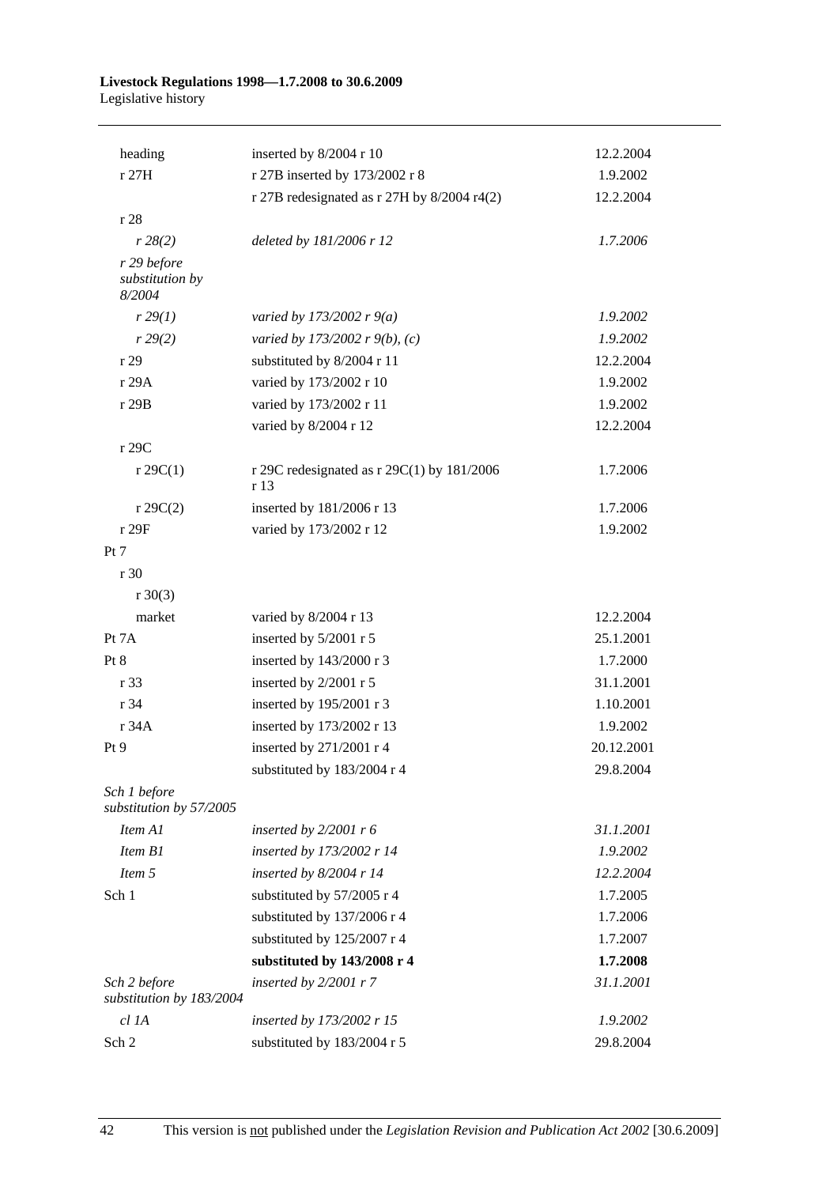| | | |
|---|---|---|
| heading | inserted by 8/2004 r 10 | 12.2.2004 |
| r 27H | r 27B inserted by 173/2002 r 8 | 1.9.2002 |
| | r 27B redesignated as r 27H by 8/2004 r4(2) | 12.2.2004 |
| r 28 | | |
| *r 28(2)* | *deleted by 181/2006 r 12* | *1.7.2006* |
| *r 29 before substitution by 8/2004* | | |
| *r 29(1)* | *varied by 173/2002 r 9(a)* | *1.9.2002* |
| *r 29(2)* | *varied by 173/2002 r 9(b), (c)* | *1.9.2002* |
| r 29 | substituted by 8/2004 r 11 | 12.2.2004 |
| r 29A | varied by 173/2002 r 10 | 1.9.2002 |
| r 29B | varied by 173/2002 r 11 | 1.9.2002 |
| | varied by 8/2004 r 12 | 12.2.2004 |
| r 29C | | |
| r 29C(1) | r 29C redesignated as r 29C(1) by 181/2006 r 13 | 1.7.2006 |
| r 29C(2) | inserted by 181/2006 r 13 | 1.7.2006 |
| r 29F | varied by 173/2002 r 12 | 1.9.2002 |
| Pt 7 | | |
| r 30 | | |
| r 30(3) | | |
| market | varied by 8/2004 r 13 | 12.2.2004 |
| Pt 7A | inserted by 5/2001 r 5 | 25.1.2001 |
| Pt 8 | inserted by 143/2000 r 3 | 1.7.2000 |
| r 33 | inserted by 2/2001 r 5 | 31.1.2001 |
| r 34 | inserted by 195/2001 r 3 | 1.10.2001 |
| r 34A | inserted by 173/2002 r 13 | 1.9.2002 |
| Pt 9 | inserted by 271/2001 r 4 | 20.12.2001 |
| | substituted by 183/2004 r 4 | 29.8.2004 |
| *Sch 1 before substitution by 57/2005* | | |
| *Item A1* | *inserted by 2/2001 r 6* | *31.1.2001* |
| *Item B1* | *inserted by 173/2002 r 14* | *1.9.2002* |
| *Item 5* | *inserted by 8/2004 r 14* | *12.2.2004* |
| Sch 1 | substituted by 57/2005 r 4 | 1.7.2005 |
| | substituted by 137/2006 r 4 | 1.7.2006 |
| | substituted by 125/2007 r 4 | 1.7.2007 |
| | **substituted by 143/2008 r 4** | **1.7.2008** |
| *Sch 2 before substitution by 183/2004* | *inserted by 2/2001 r 7* | *31.1.2001* |
| *cl 1A* | *inserted by 173/2002 r 15* | *1.9.2002* |
| Sch 2 | substituted by 183/2004 r 5 | 29.8.2004 |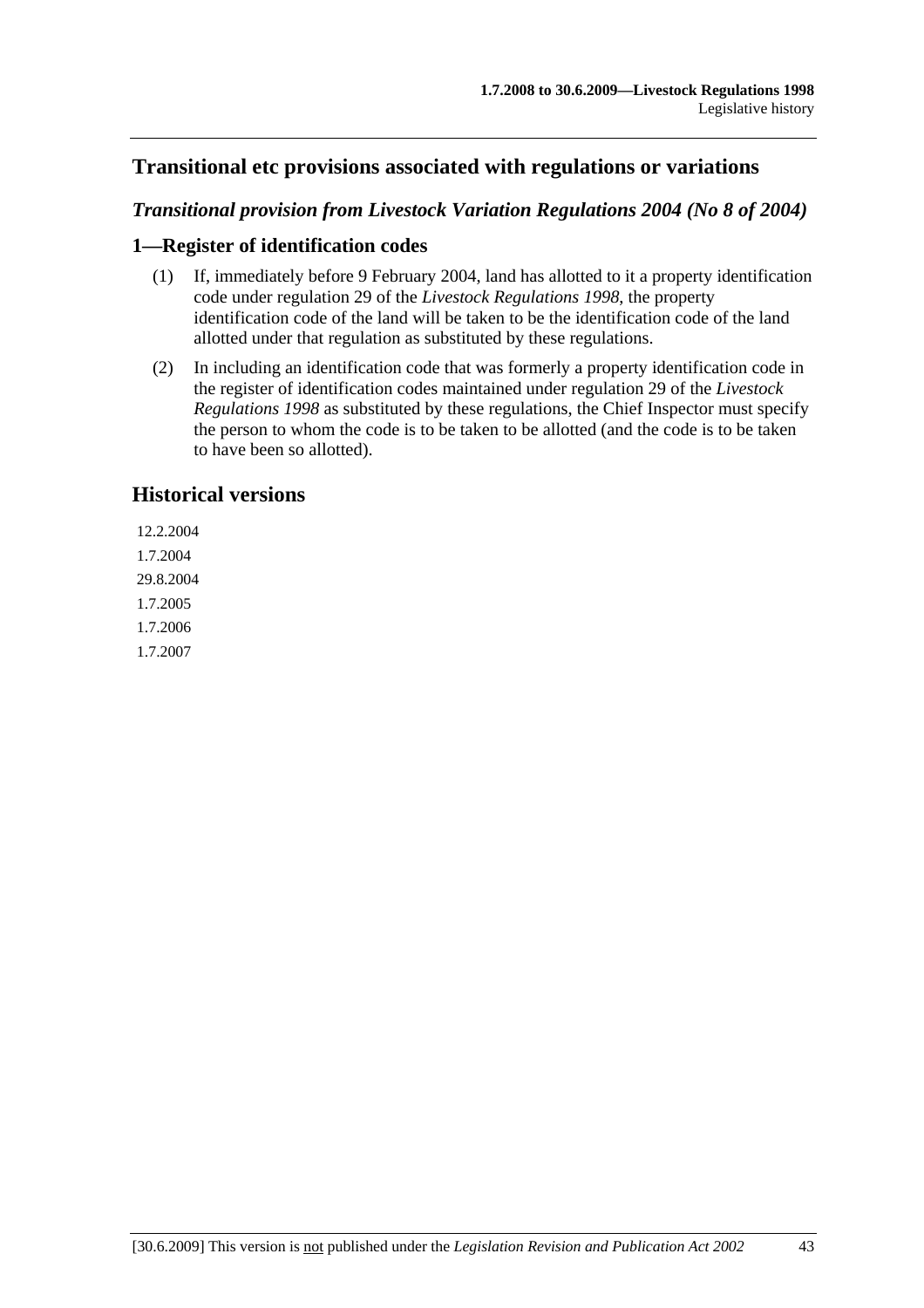## Transitional etc provisions associated with regulations or variations

### *Transitional provision from Livestock Variation Regulations 2004 (No 8 of 2004)*

### 1—Register of identification codes

(1) If, immediately before 9 February 2004, land has allotted to it a property identification code under regulation 29 of the *Livestock Regulations 1998*, the property identification code of the land will be taken to be the identification code of the land allotted under that regulation as substituted by these regulations.

(2) In including an identification code that was formerly a property identification code in the register of identification codes maintained under regulation 29 of the *Livestock Regulations 1998* as substituted by these regulations, the Chief Inspector must specify the person to whom the code is to be taken to be allotted (and the code is to be taken to have been so allotted).

## Historical versions

12.2.2004

1.7.2004

29.8.2004

1.7.2005

1.7.2006

1.7.2007